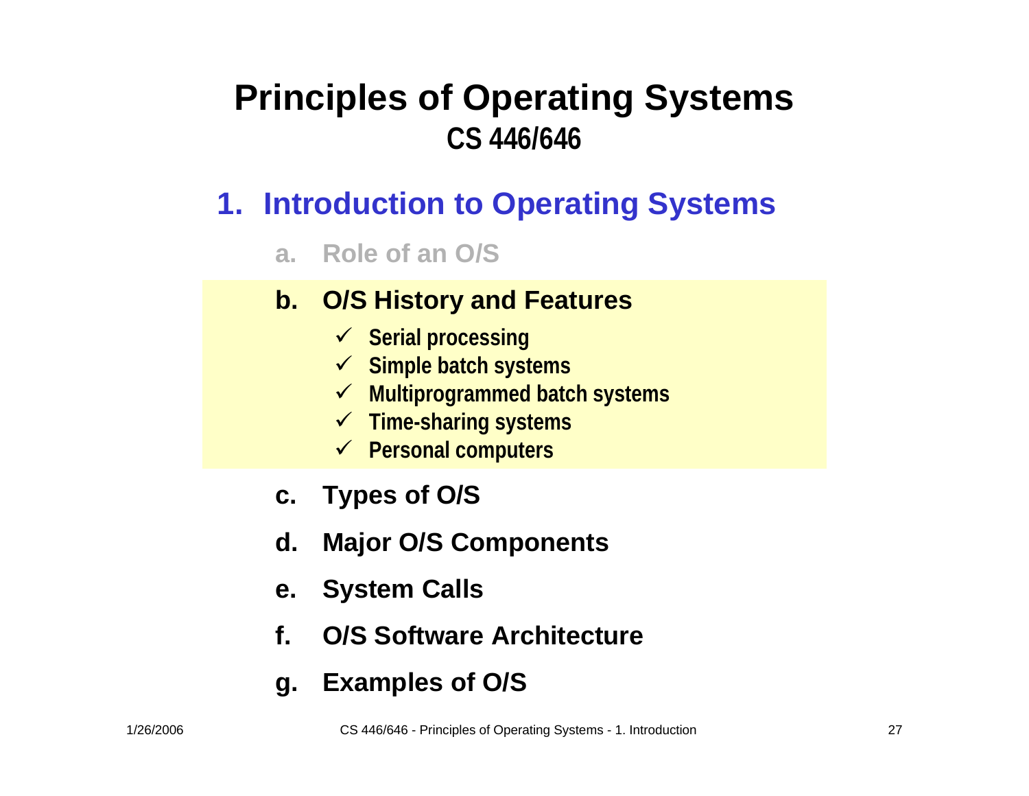# Principles of Operating Systems

## CS 446/646

## 1. Introduction to Operating Systems

a. Role of an O/S

b. **O/S History and Features**
   - ✓ Serial processing
   - ✓ Simple batch systems
   - ✓ Multiprogrammed batch systems
   - ✓ Time-sharing systems
   - ✓ Personal computers

c. Types of O/S

d. Major O/S Components

e. System Calls

f. O/S Software Architecture

g. Examples of O/S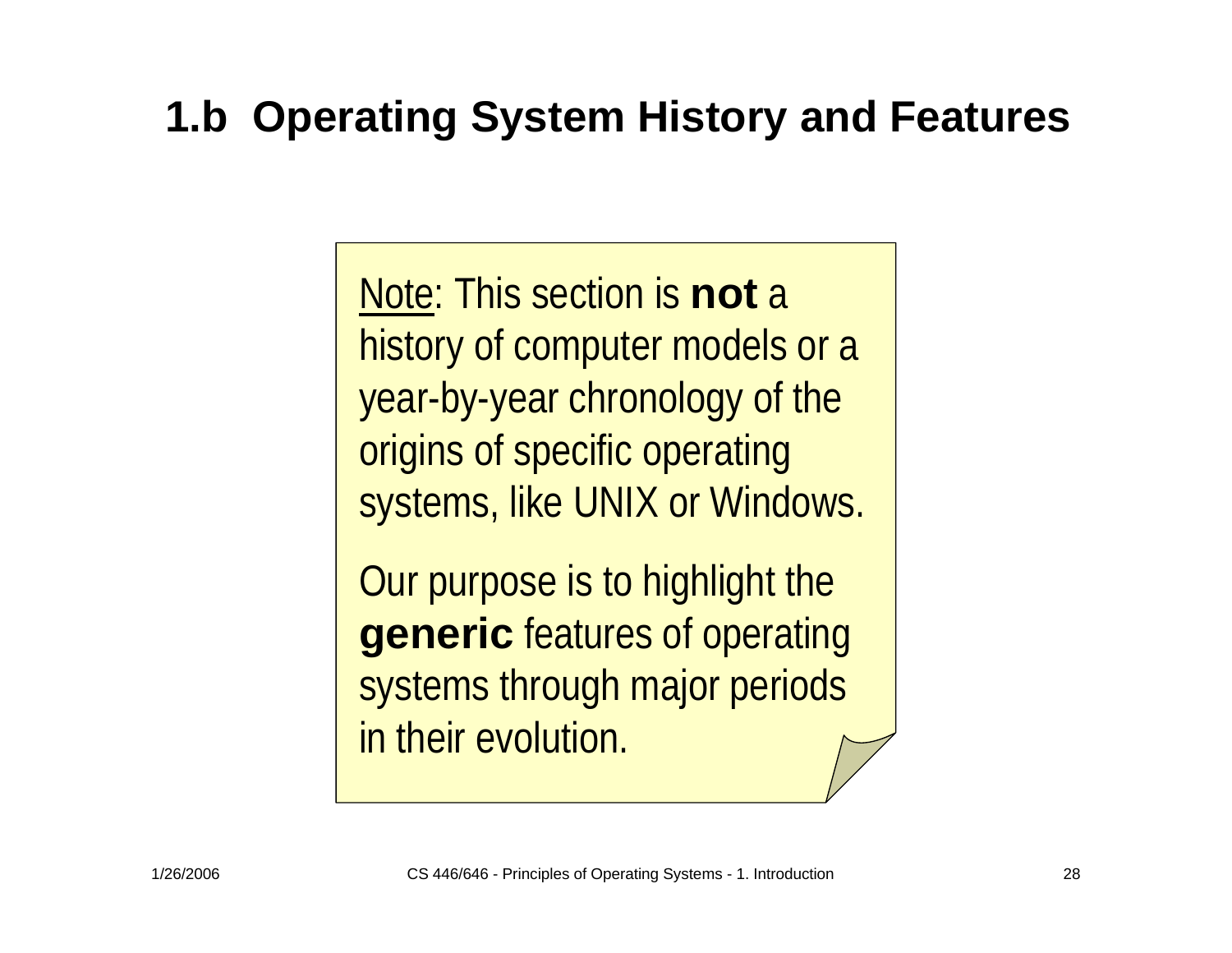# 1.b Operating System History and Features

Note: This section is **not** a history of computer models or a year-by-year chronology of the origins of specific operating systems, like UNIX or Windows.

Our purpose is to highlight the **generic** features of operating systems through major periods in their evolution.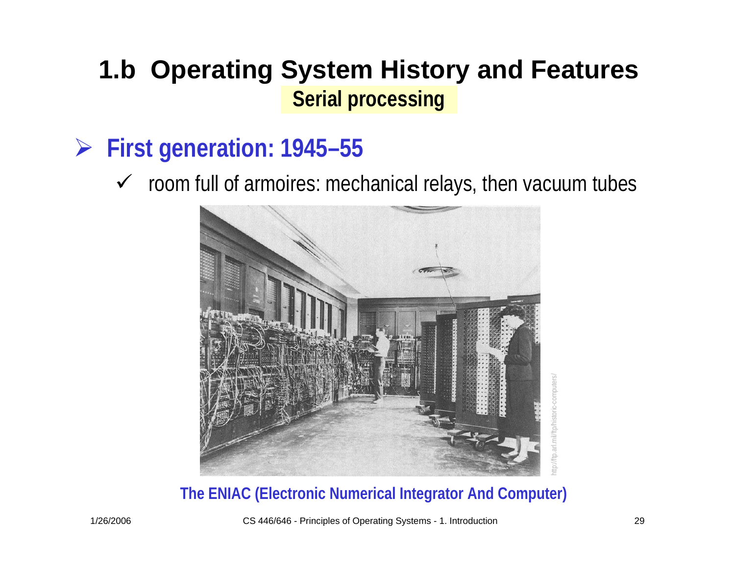# 1.b Operating System History and Features

## Serial processing

- **First generation: 1945–55**
  - room full of armoires: mechanical relays, then vacuum tubes

http://ftp.arl.mil/ftp/historic-computers/

**The ENIAC (Electronic Numerical Integrator And Computer)**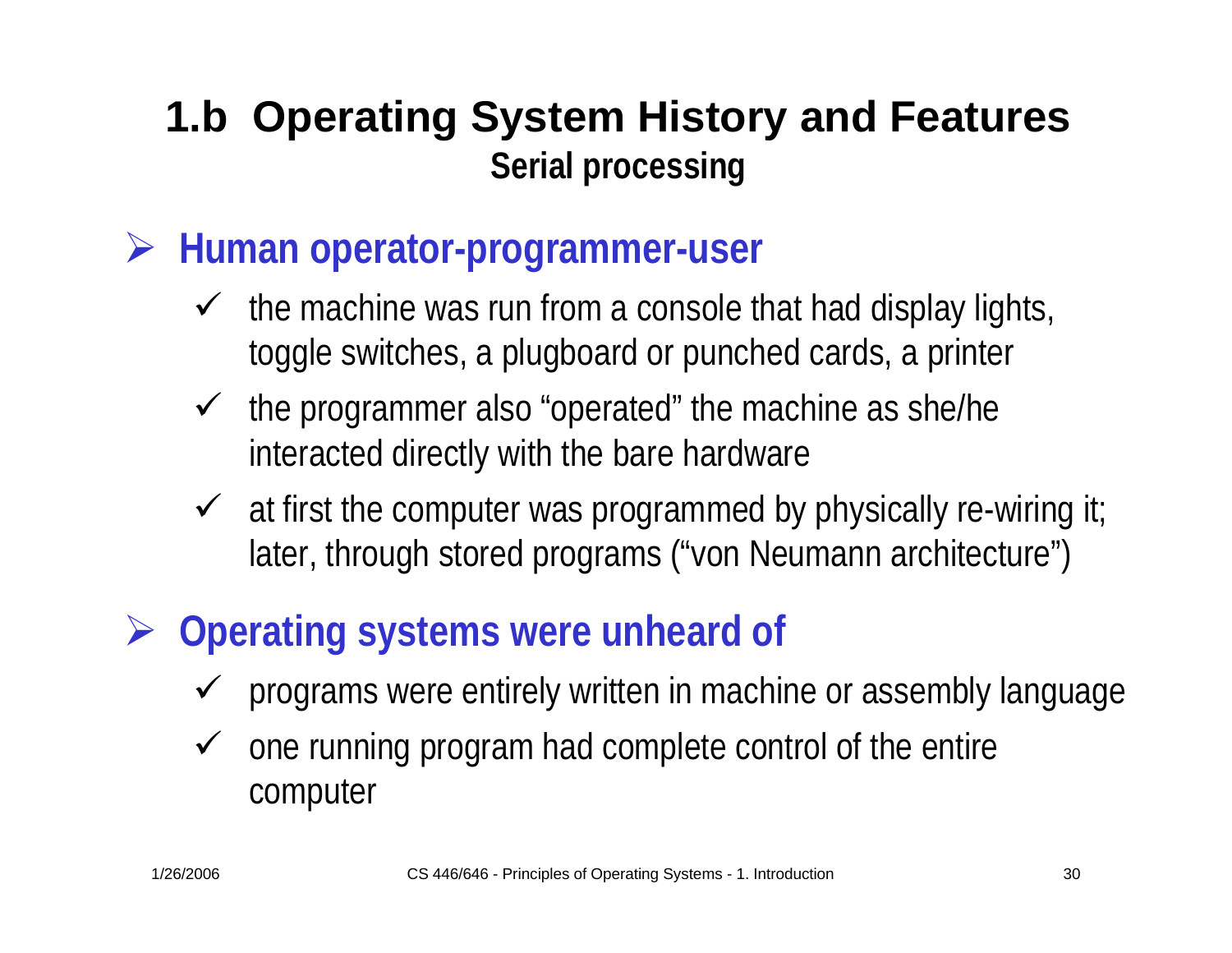# 1.b Operating System History and Features

## Serial processing

- **Human operator-programmer-user**
  - the machine was run from a console that had display lights, toggle switches, a plugboard or punched cards, a printer
  - the programmer also “operated” the machine as she/he interacted directly with the bare hardware
  - at first the computer was programmed by physically re-wiring it; later, through stored programs (“von Neumann architecture”)
- **Operating systems were unheard of**
  - programs were entirely written in machine or assembly language
  - one running program had complete control of the entire computer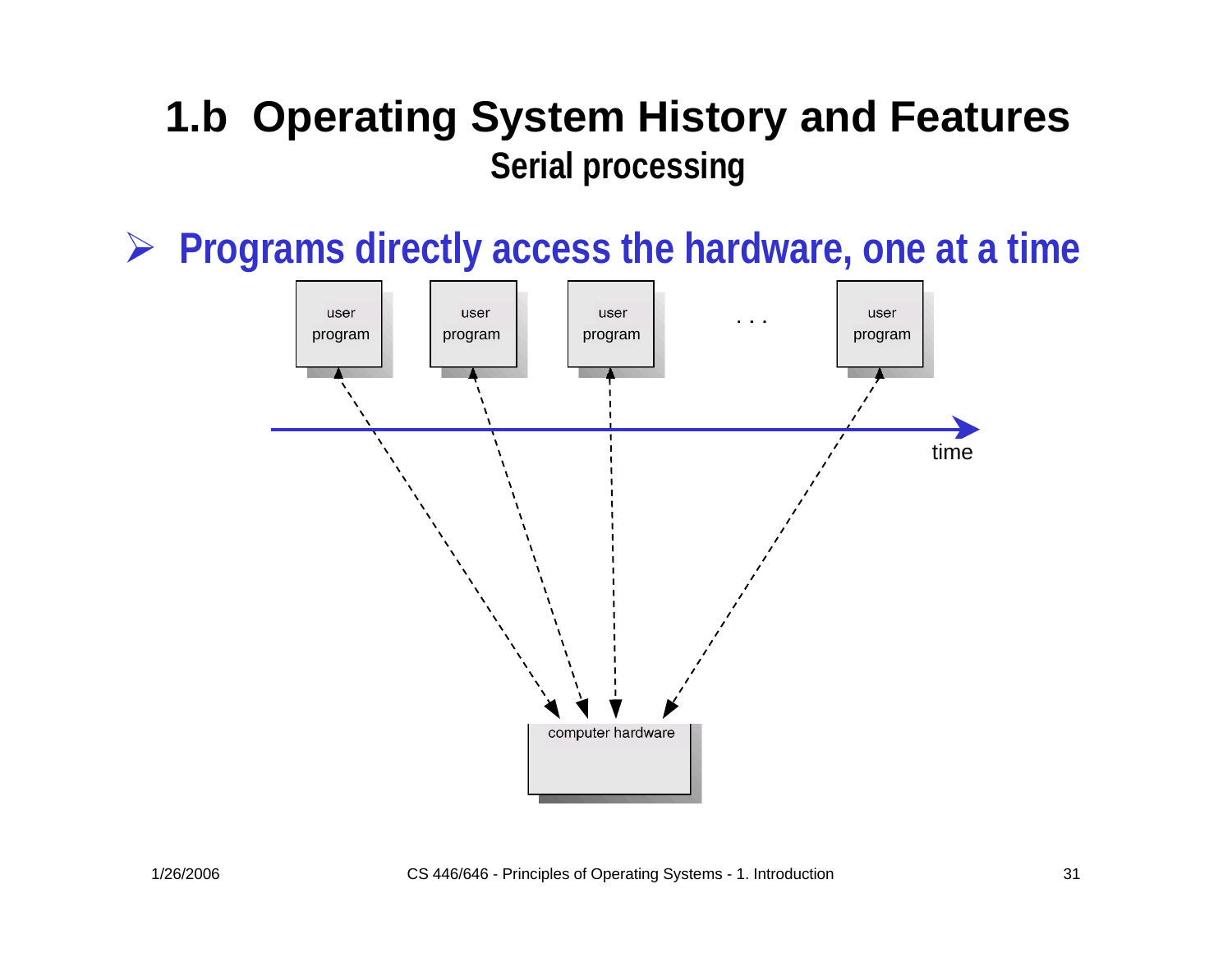# 1.b Operating System History and Features

## Serial processing

- **Programs directly access the hardware, one at a time**

user program

user program

user program

. . .

user program

time

computer hardware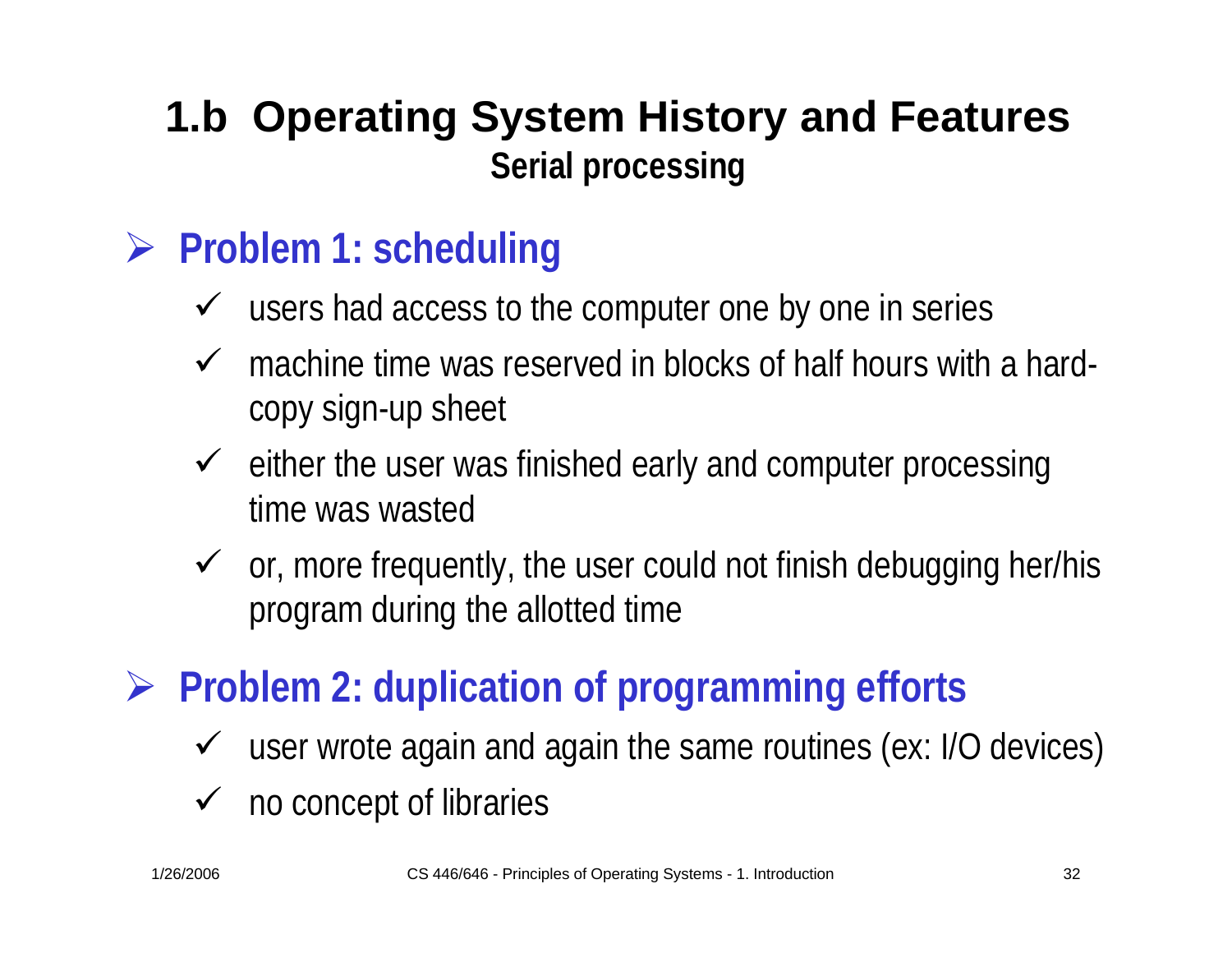# 1.b Operating System History and Features

## Serial processing

- **Problem 1: scheduling**
  - users had access to the computer one by one in series
  - machine time was reserved in blocks of half hours with a hard-copy sign-up sheet
  - either the user was finished early and computer processing time was wasted
  - or, more frequently, the user could not finish debugging her/his program during the allotted time
- **Problem 2: duplication of programming efforts**
  - user wrote again and again the same routines (ex: I/O devices)
  - no concept of libraries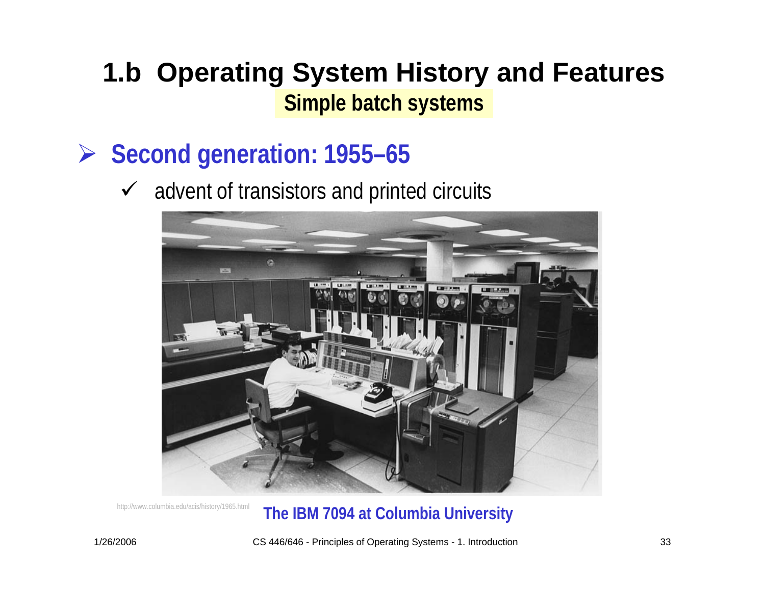# 1.b Operating System History and Features

## Simple batch systems

- **Second generation: 1955–65**
  - ✓ advent of transistors and printed circuits

http://www.columbia.edu/acis/history/1965.html

**The IBM 7094 at Columbia University**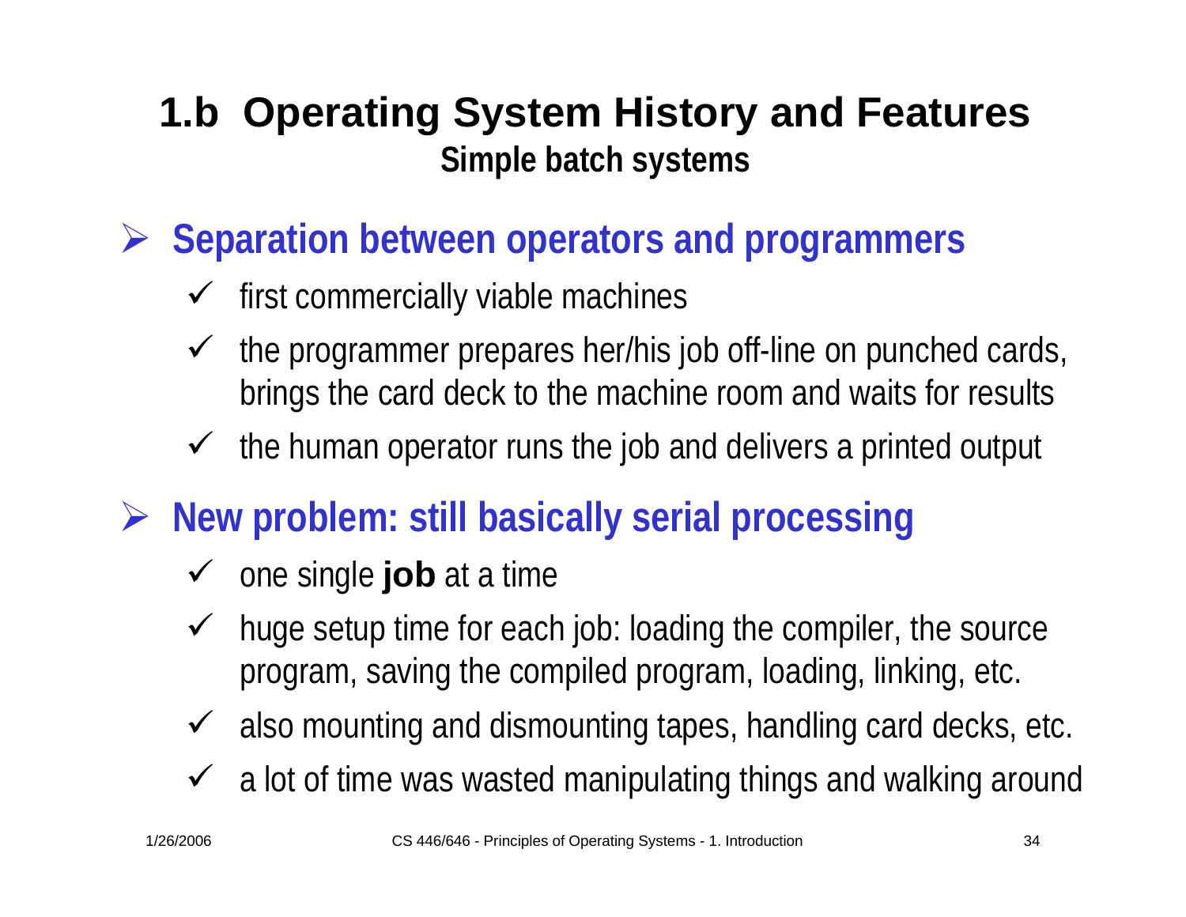# 1.b Operating System History and Features

## Simple batch systems

- **Separation between operators and programmers**
  - first commercially viable machines
  - the programmer prepares her/his job off-line on punched cards, brings the card deck to the machine room and waits for results
  - the human operator runs the job and delivers a printed output
- **New problem: still basically serial processing**
  - one single **job** at a time
  - huge setup time for each job: loading the compiler, the source program, saving the compiled program, loading, linking, etc.
  - also mounting and dismounting tapes, handling card decks, etc.
  - a lot of time was wasted manipulating things and walking around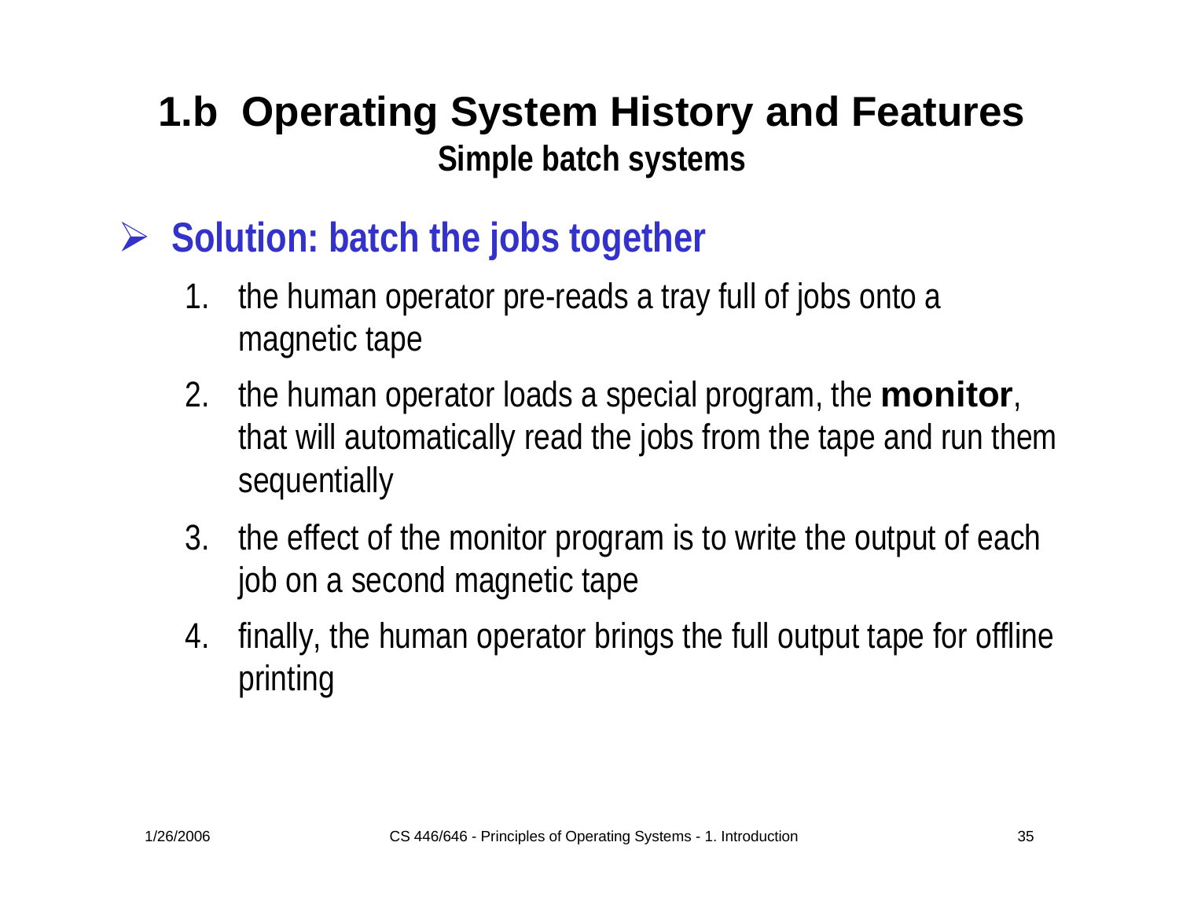# 1.b Operating System History and Features

## Simple batch systems

- **Solution: batch the jobs together**
  1. the human operator pre-reads a tray full of jobs onto a magnetic tape
  2. the human operator loads a special program, the **monitor**, that will automatically read the jobs from the tape and run them sequentially
  3. the effect of the monitor program is to write the output of each job on a second magnetic tape
  4. finally, the human operator brings the full output tape for offline printing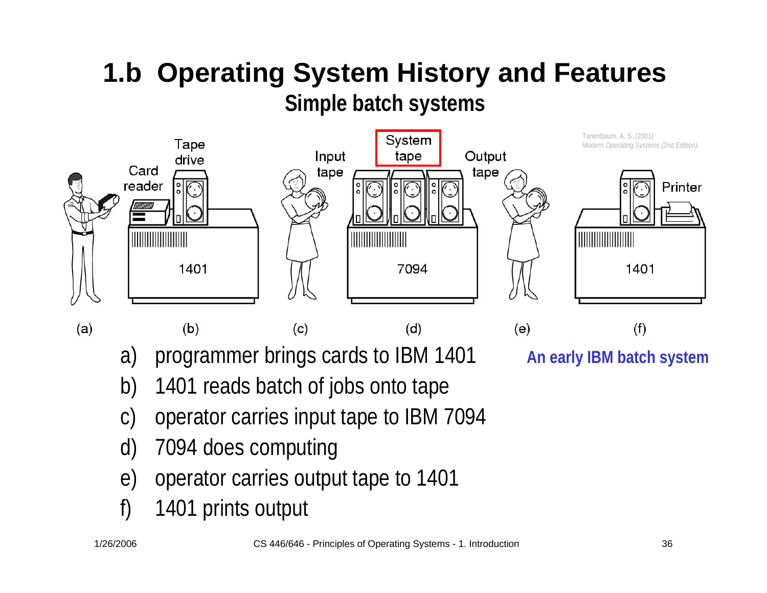# 1.b Operating System History and Features

## Simple batch systems

Tanenbaum, A. S. (2001) *Modern Operating Systems (2nd Edition).*

a) programmer brings cards to IBM 1401
b) 1401 reads batch of jobs onto tape
c) operator carries input tape to IBM 7094
d) 7094 does computing
e) operator carries output tape to 1401
f) 1401 prints output

**An early IBM batch system**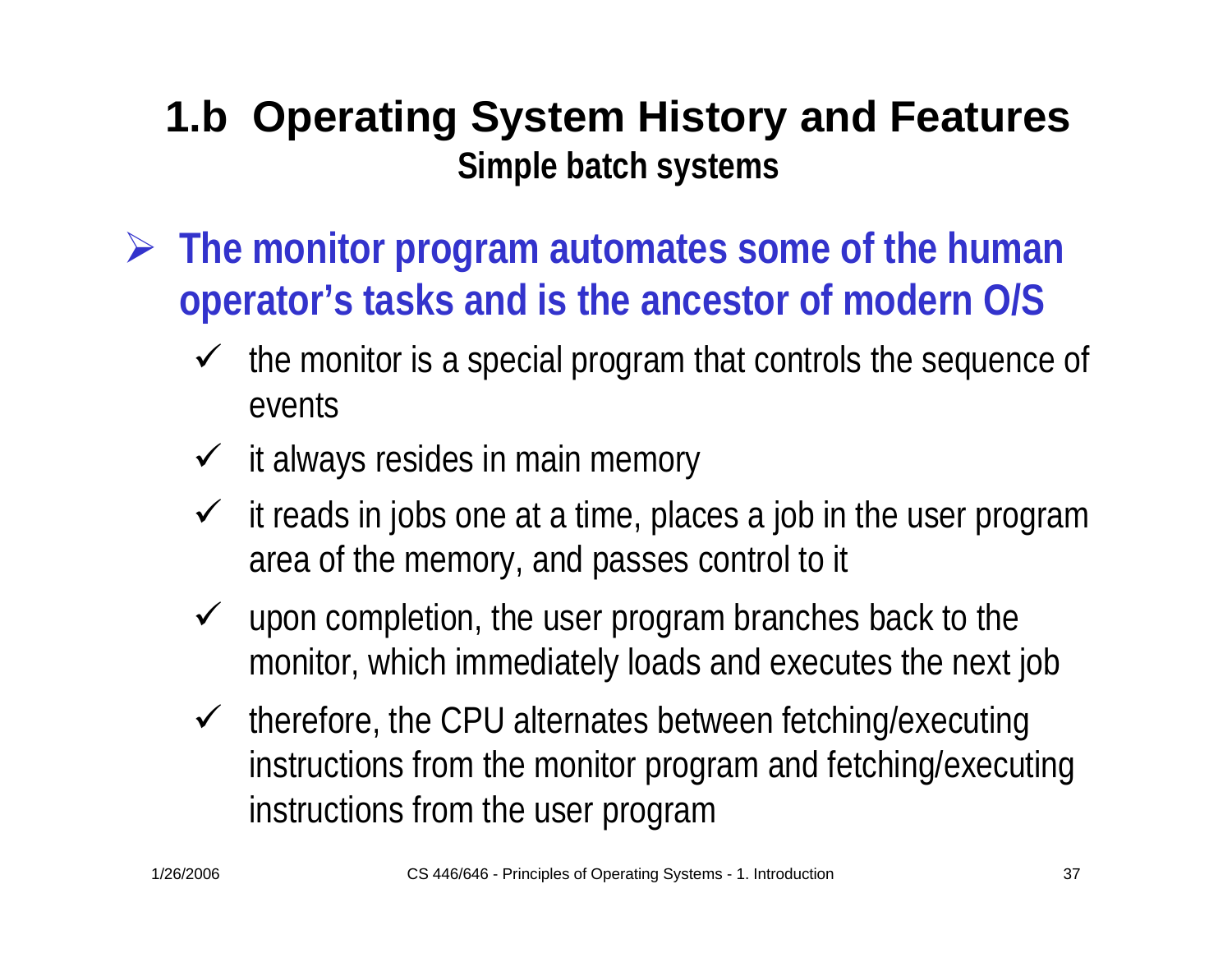# 1.b Operating System History and Features

## Simple batch systems

- **The monitor program automates some of the human operator's tasks and is the ancestor of modern O/S**
  - ✓ the monitor is a special program that controls the sequence of events
  - ✓ it always resides in main memory
  - ✓ it reads in jobs one at a time, places a job in the user program area of the memory, and passes control to it
  - ✓ upon completion, the user program branches back to the monitor, which immediately loads and executes the next job
  - ✓ therefore, the CPU alternates between fetching/executing instructions from the monitor program and fetching/executing instructions from the user program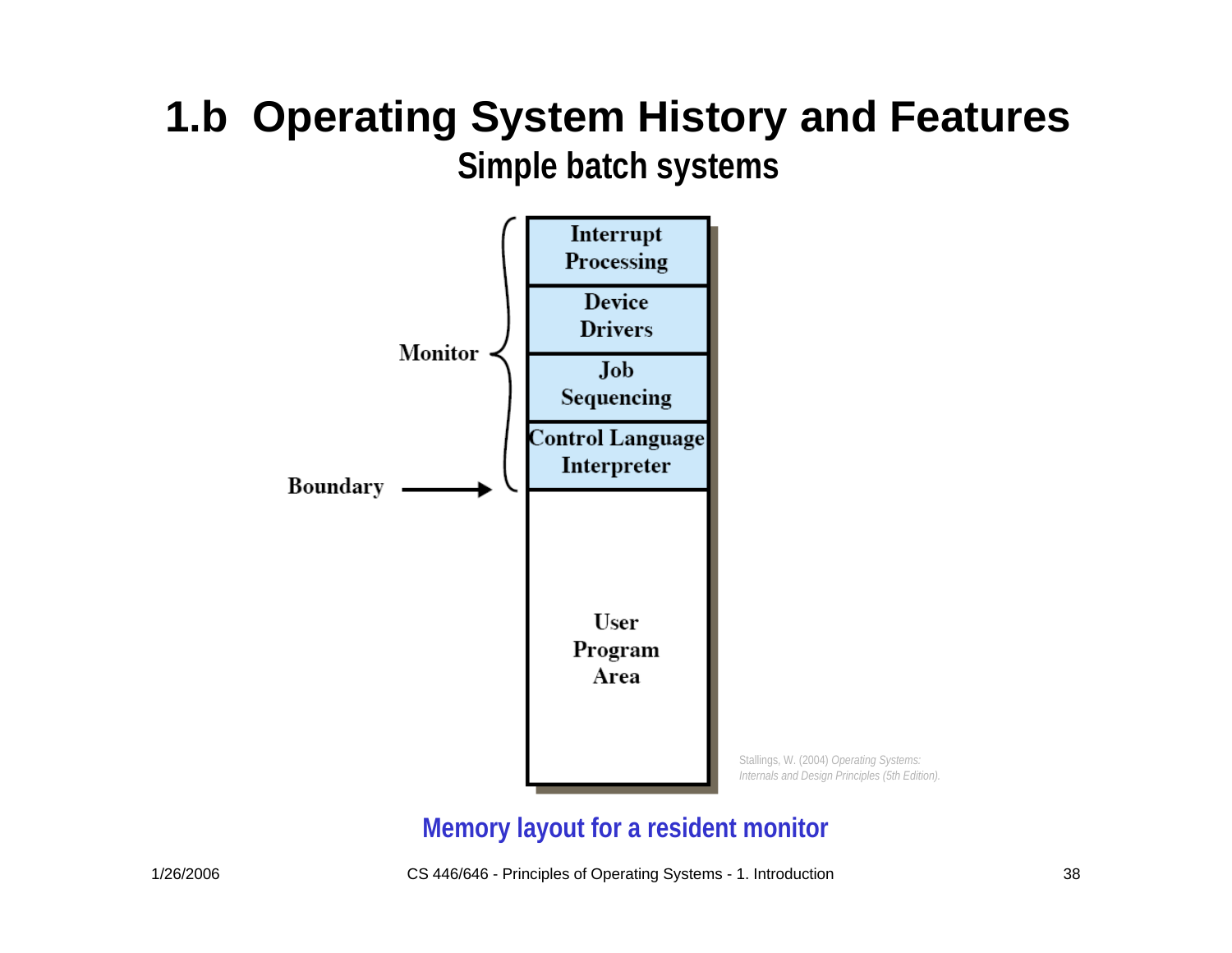# 1.b Operating System History and Features

## Simple batch systems

Monitor

- Interrupt Processing
- Device Drivers
- Job Sequencing
- Control Language Interpreter

Boundary

User Program Area

Stallings, W. (2004) *Operating Systems: Internals and Design Principles (5th Edition).*

**Memory layout for a resident monitor**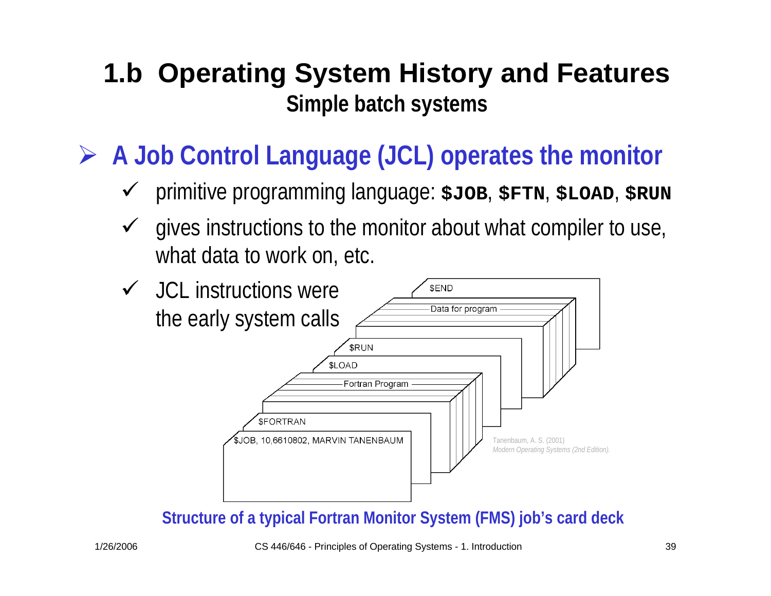# 1.b Operating System History and Features

## Simple batch systems

- **A Job Control Language (JCL) operates the monitor**
  - ✓ primitive programming language: **`$JOB`**, **`$FTN`**, **`$LOAD`**, **`$RUN`**
  - ✓ gives instructions to the monitor about what compiler to use, what data to work on, etc.
  - ✓ JCL instructions were the early system calls

$END

Data for program

$RUN

$LOAD

Fortran Program

$FORTRAN

$JOB, 10,6610802, MARVIN TANENBAUM

Tanenbaum, A. S. (2001) *Modern Operating Systems (2nd Edition).*

**Structure of a typical Fortran Monitor System (FMS) job's card deck**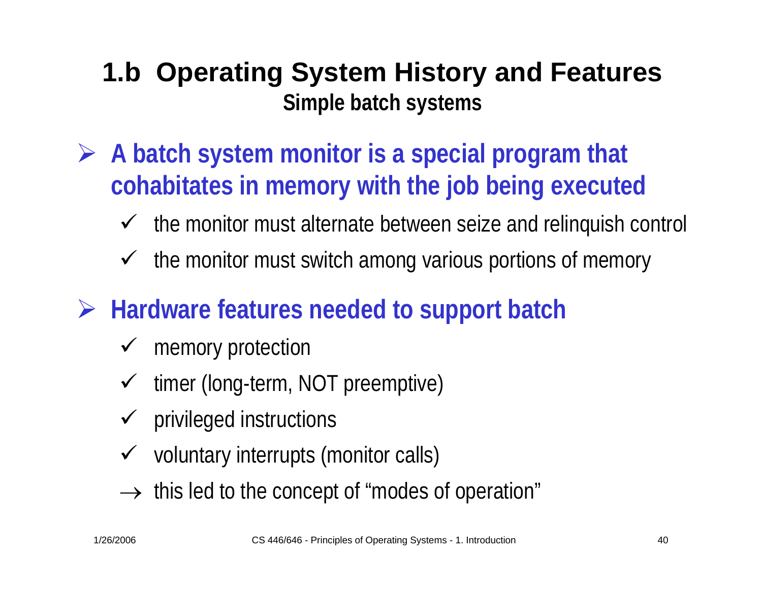# 1.b Operating System History and Features

## Simple batch systems

- **A batch system monitor is a special program that cohabitates in memory with the job being executed**
  - ✓ the monitor must alternate between seize and relinquish control
  - ✓ the monitor must switch among various portions of memory

- **Hardware features needed to support batch**
  - ✓ memory protection
  - ✓ timer (long-term, NOT preemptive)
  - ✓ privileged instructions
  - ✓ voluntary interrupts (monitor calls)
  - → this led to the concept of “modes of operation”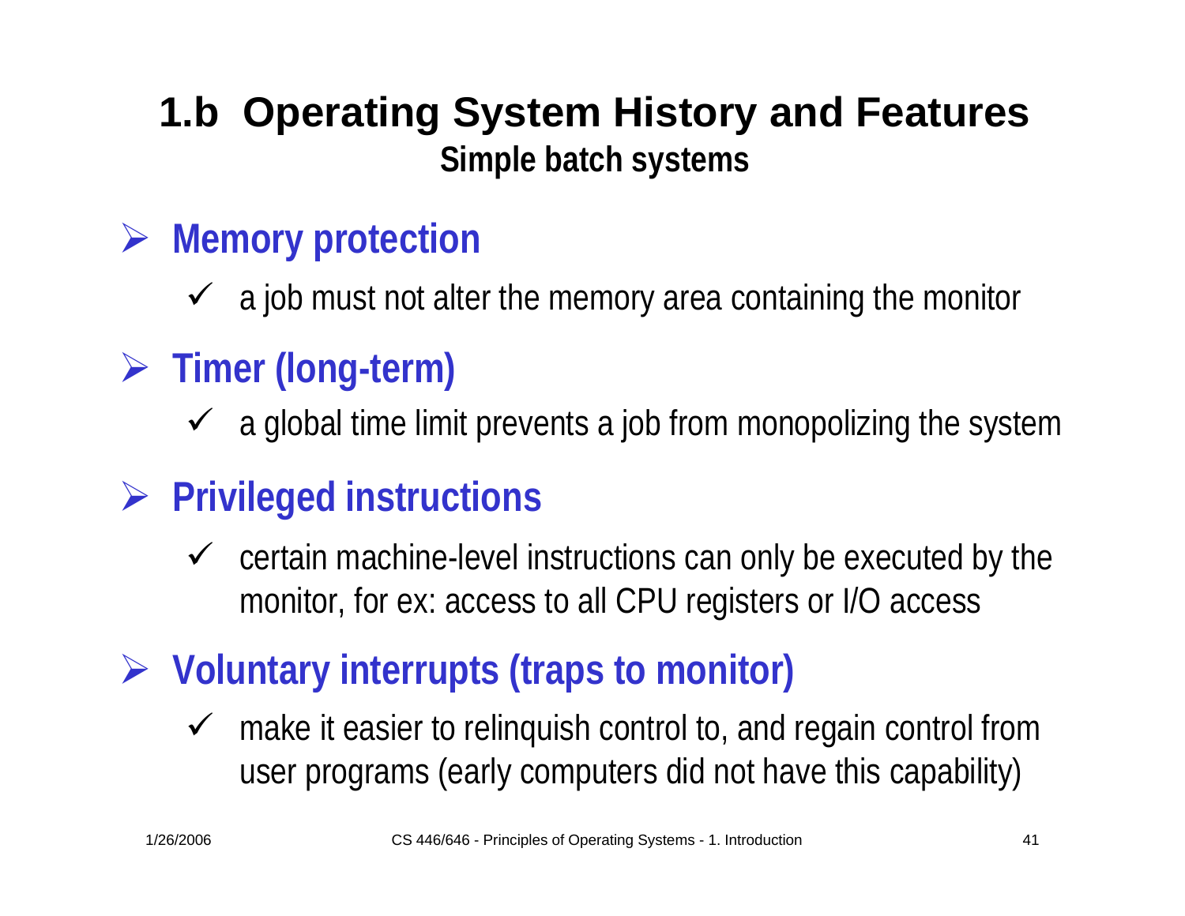# 1.b Operating System History and Features

## Simple batch systems

- **Memory protection**
  - a job must not alter the memory area containing the monitor
- **Timer (long-term)**
  - a global time limit prevents a job from monopolizing the system
- **Privileged instructions**
  - certain machine-level instructions can only be executed by the monitor, for ex: access to all CPU registers or I/O access
- **Voluntary interrupts (traps to monitor)**
  - make it easier to relinquish control to, and regain control from user programs (early computers did not have this capability)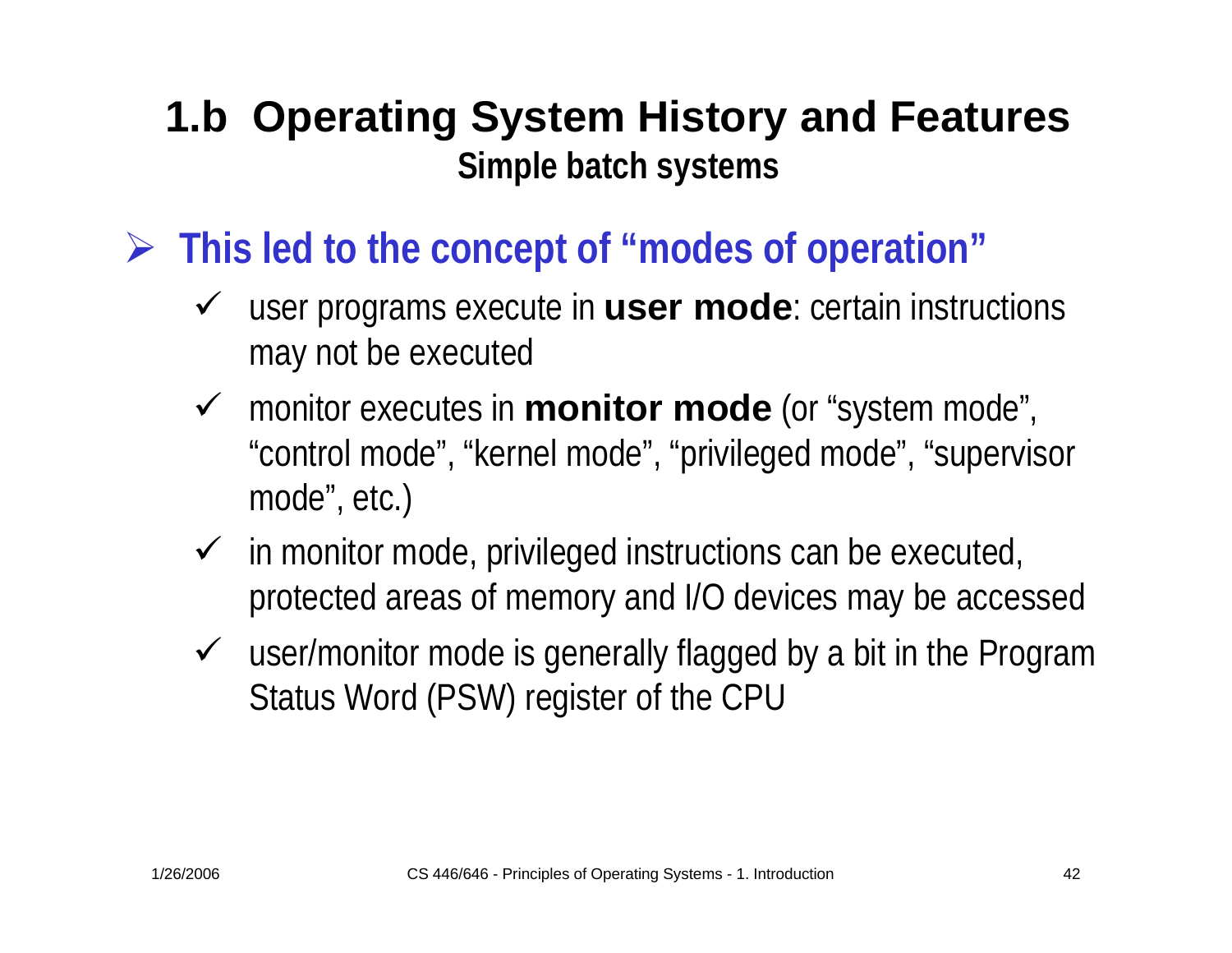# 1.b Operating System History and Features

## Simple batch systems

- **This led to the concept of "modes of operation"**
  - user programs execute in **user mode**: certain instructions may not be executed
  - monitor executes in **monitor mode** (or "system mode", "control mode", "kernel mode", "privileged mode", "supervisor mode", etc.)
  - in monitor mode, privileged instructions can be executed, protected areas of memory and I/O devices may be accessed
  - user/monitor mode is generally flagged by a bit in the Program Status Word (PSW) register of the CPU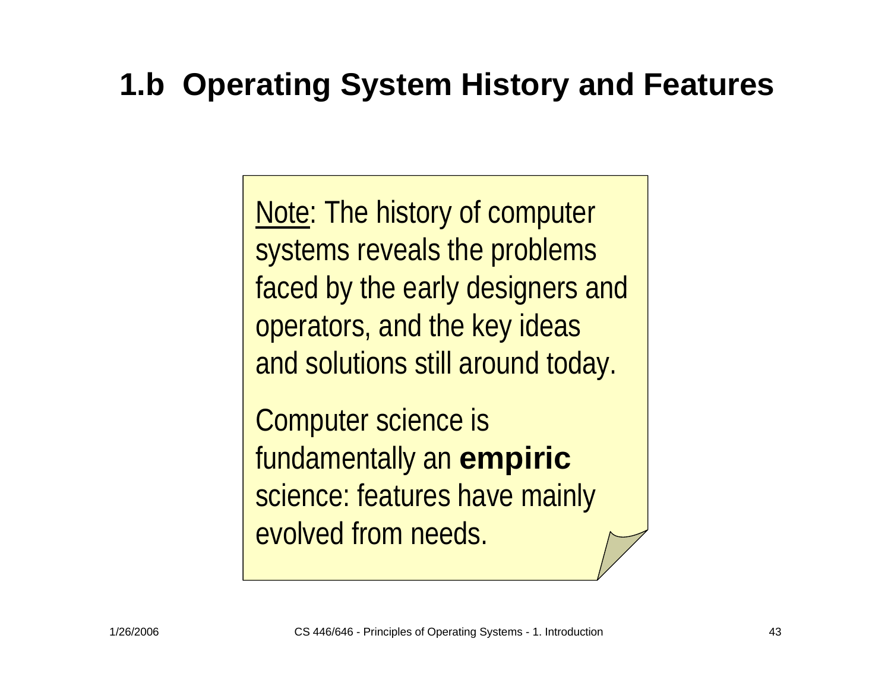# 1.b Operating System History and Features

Note: The history of computer systems reveals the problems faced by the early designers and operators, and the key ideas and solutions still around today.

Computer science is fundamentally an **empiric** science: features have mainly evolved from needs.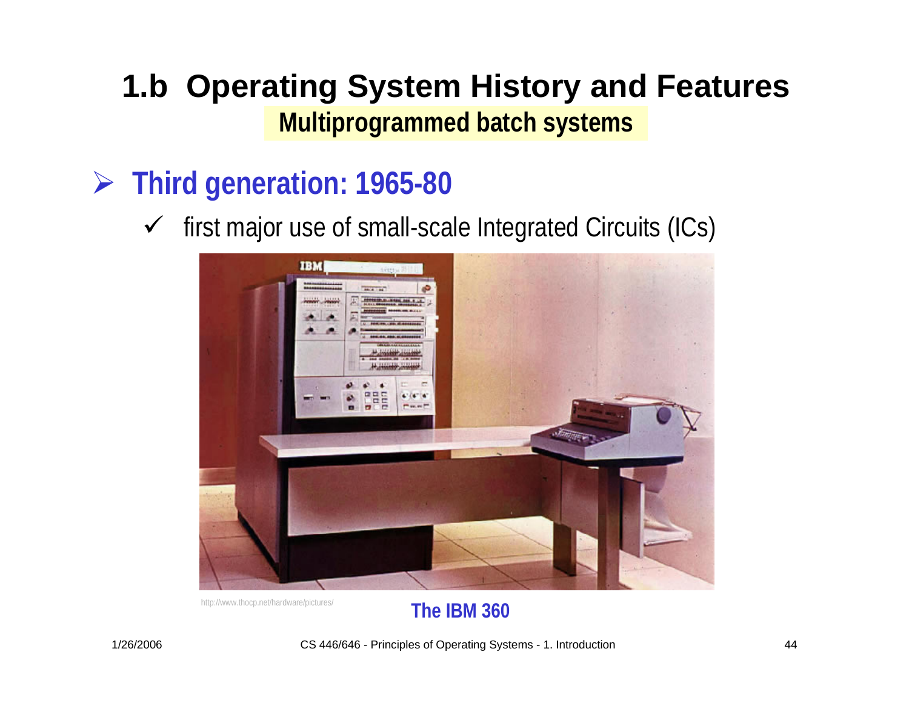# 1.b Operating System History and Features

## Multiprogrammed batch systems

- **Third generation: 1965-80**
  - ✓ first major use of small-scale Integrated Circuits (ICs)

http://www.thocp.net/hardware/pictures/

**The IBM 360**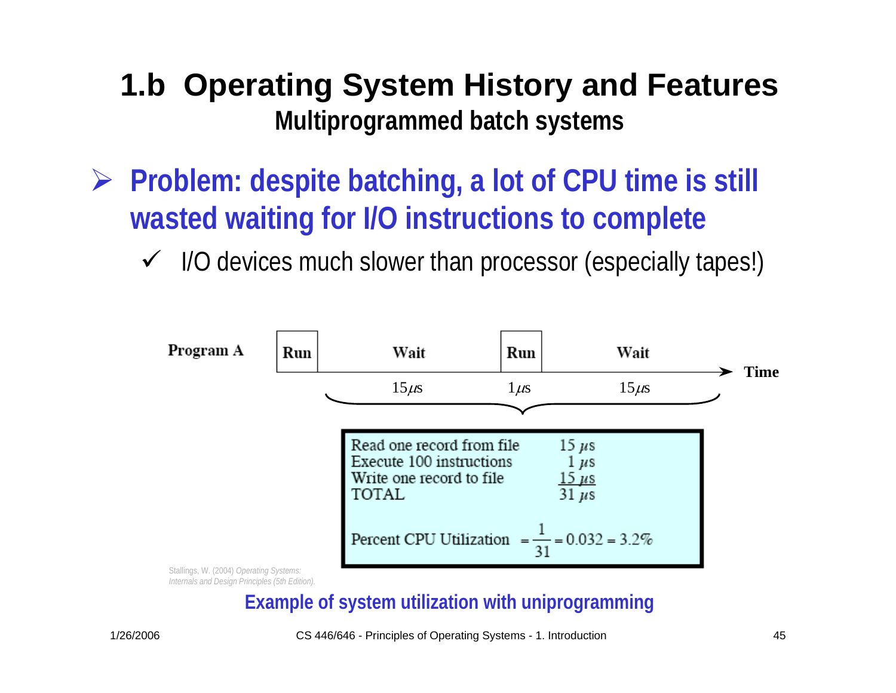# 1.b Operating System History and Features

## Multiprogrammed batch systems

- **Problem: despite batching, a lot of CPU time is still wasted waiting for I/O instructions to complete**
  - ✓ I/O devices much slower than processor (especially tapes!)

Program A: Run | Wait | Run | Wait → Time

$15\mu s$ $\quad 1\mu s \quad$ $15\mu s$

| | |
|---|---|
| Read one record from file | 15 $\mu$s |
| Execute 100 instructions | 1 $\mu$s |
| Write one record to file | 15 $\mu$s |
| TOTAL | 31 $\mu$s |

$$\text{Percent CPU Utilization} = \frac{1}{31} = 0.032 = 3.2\%$$

Stallings, W. (2004) *Operating Systems: Internals and Design Principles (5th Edition).*

**Example of system utilization with uniprogramming**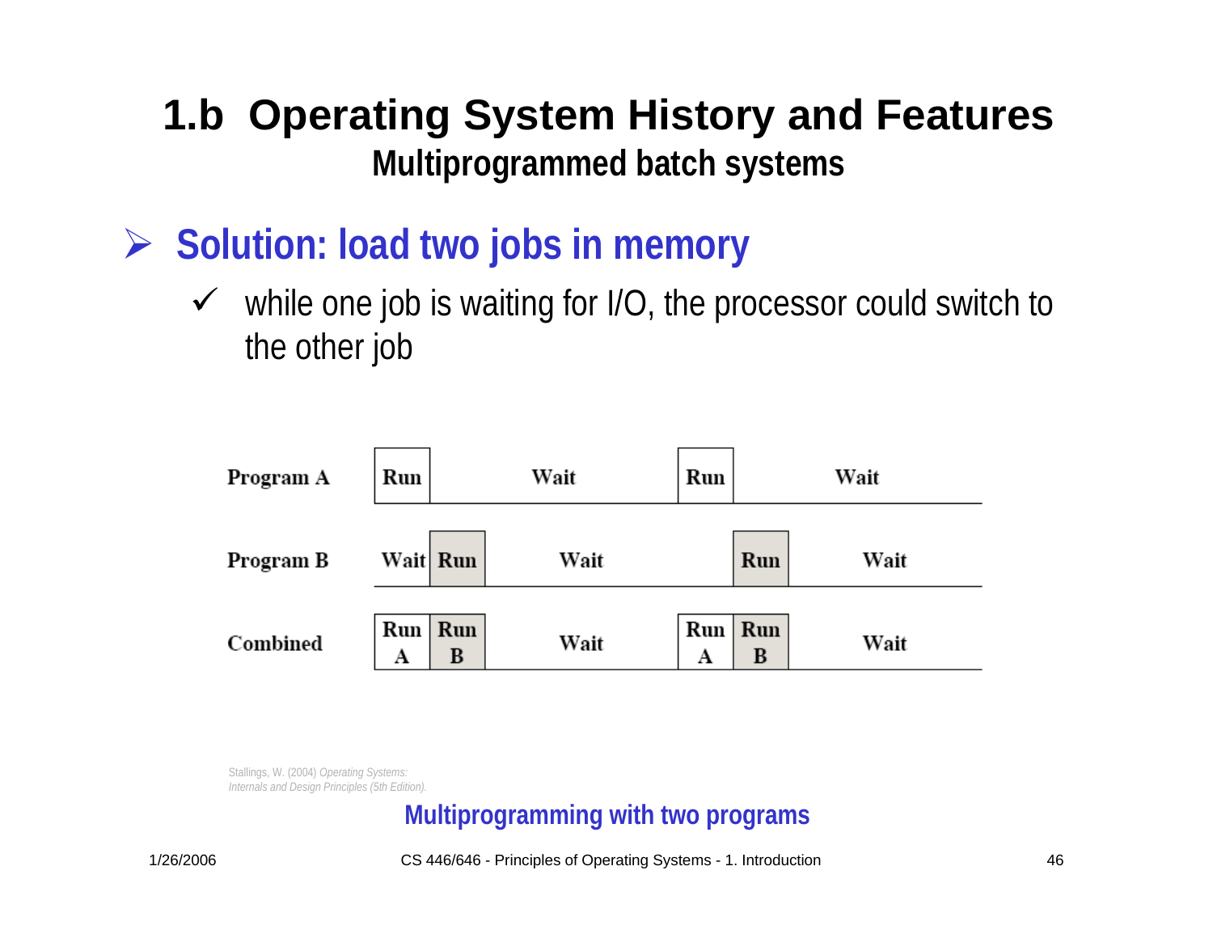# 1.b Operating System History and Features

## Multiprogrammed batch systems

- **Solution: load two jobs in memory**
  - ✓ while one job is waiting for I/O, the processor could switch to the other job

| | | | | | | |
|---|---|---|---|---|---|---|
| Program A | Run | Wait | | Run | Wait | |
| Program B | Wait | Run | Wait | | Run | Wait |
| Combined | Run A | Run B | Wait | Run A | Run B | Wait |

Stallings, W. (2004) *Operating Systems: Internals and Design Principles (5th Edition).*

**Multiprogramming with two programs**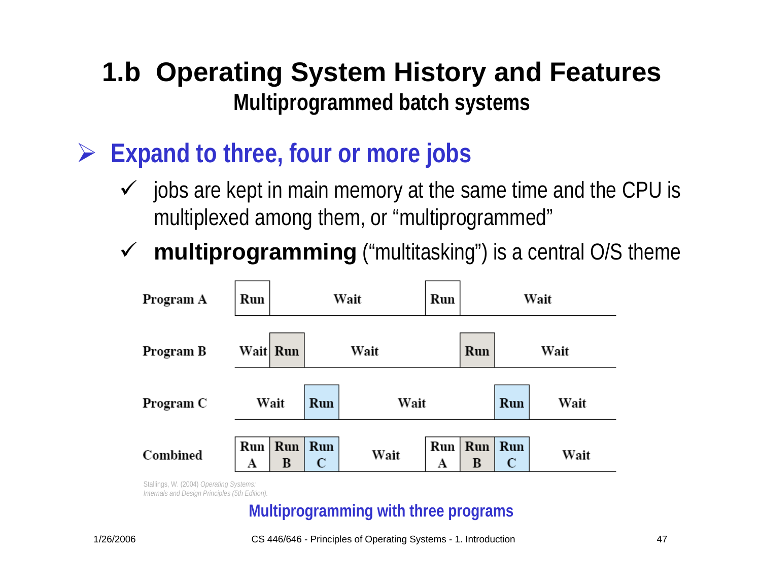# 1.b Operating System History and Features

## Multiprogrammed batch systems

- **Expand to three, four or more jobs**
  - ✓ jobs are kept in main memory at the same time and the CPU is multiplexed among them, or "multiprogrammed"
  - ✓ **multiprogramming** ("multitasking") is a central O/S theme

| | | | | | | | | |
|---|---|---|---|---|---|---|---|---|
| Program A | Run | Wait | | | Run | Wait | | |
| Program B | Wait | Run | Wait | | | Run | Wait | |
| Program C | Wait | | Run | Wait | | | Run | Wait |
| Combined | Run A | Run B | Run C | Wait | Run A | Run B | Run C | Wait |

Stallings, W. (2004) *Operating Systems: Internals and Design Principles (5th Edition).*

**Multiprogramming with three programs**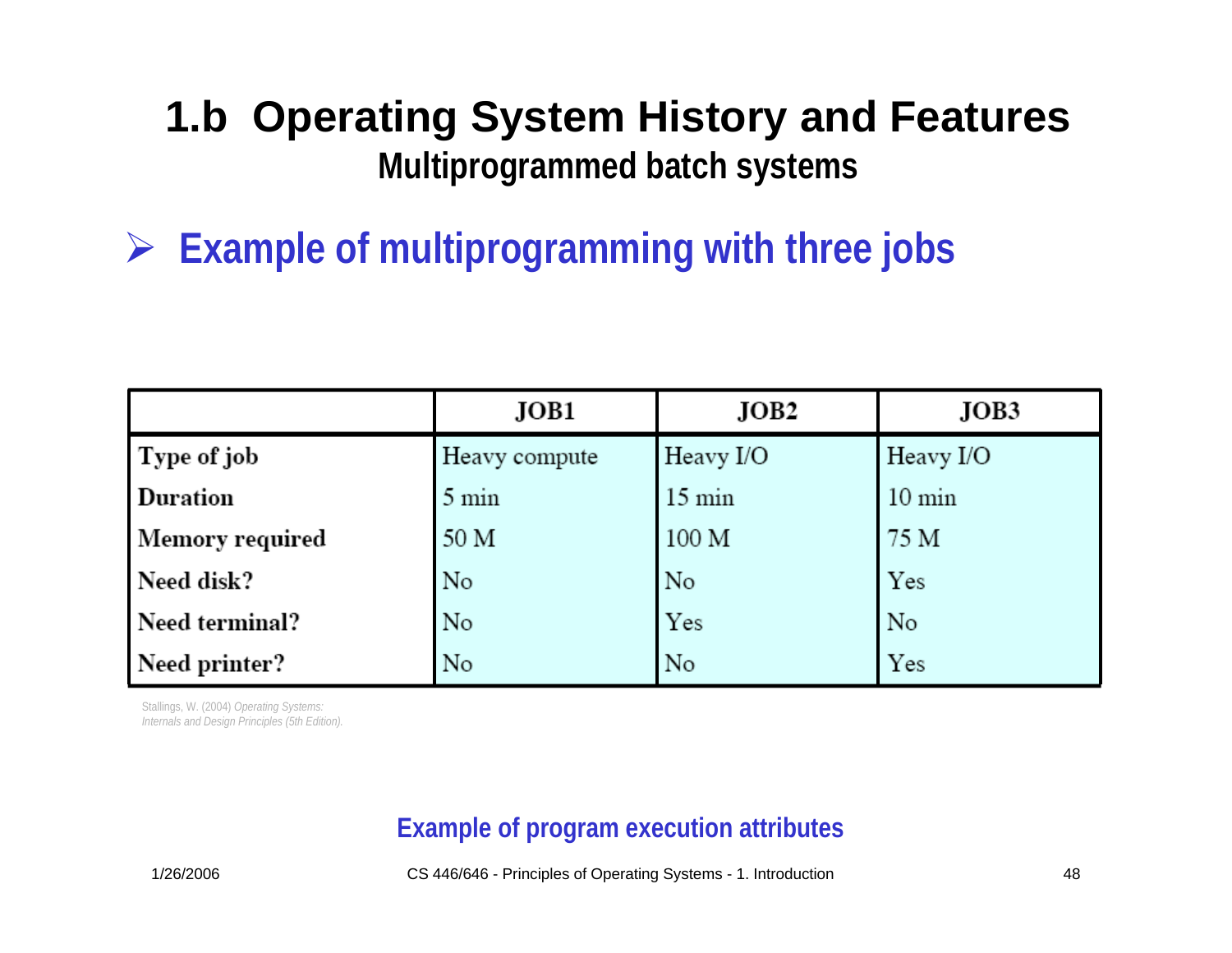# 1.b Operating System History and Features

## Multiprogrammed batch systems

- **Example of multiprogramming with three jobs**

| | JOB1 | JOB2 | JOB3 |
|---|---|---|---|
| **Type of job** | Heavy compute | Heavy I/O | Heavy I/O |
| **Duration** | 5 min | 15 min | 10 min |
| **Memory required** | 50 M | 100 M | 75 M |
| **Need disk?** | No | No | Yes |
| **Need terminal?** | No | Yes | No |
| **Need printer?** | No | No | Yes |

Stallings, W. (2004) *Operating Systems: Internals and Design Principles (5th Edition).*

**Example of program execution attributes**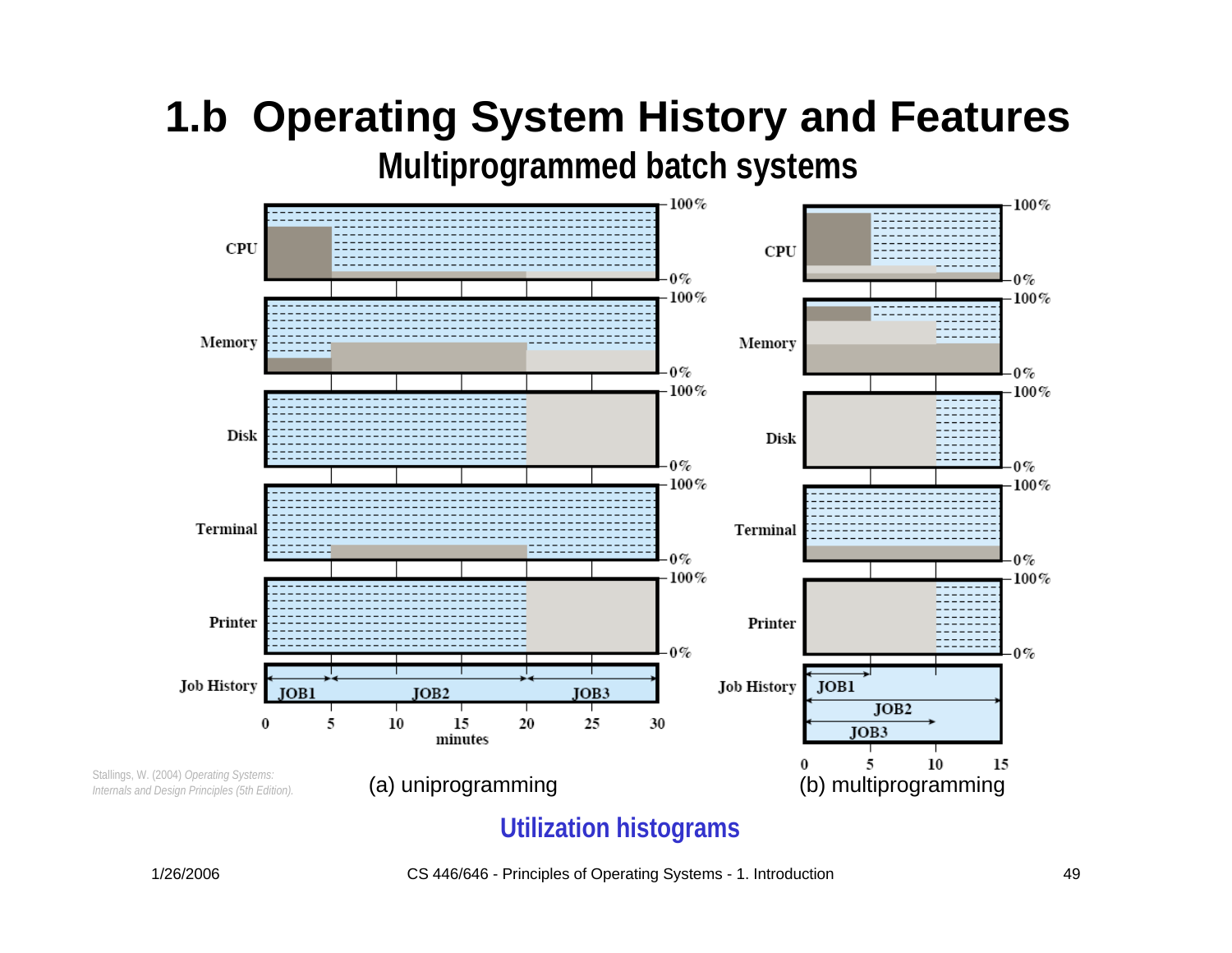# 1.b Operating System History and Features

## Multiprogrammed batch systems

CPU

Memory

Disk

Terminal

Printer

Job History

JOB1 JOB2 JOB3

0 5 10 15 20 25 30

minutes

100%

0%

(a) uniprogramming

CPU

Memory

Disk

Terminal

Printer

Job History

JOB1

JOB2

JOB3

0 5 10 15

(b) multiprogramming

Stallings, W. (2004) *Operating Systems: Internals and Design Principles (5th Edition).*

**Utilization histograms**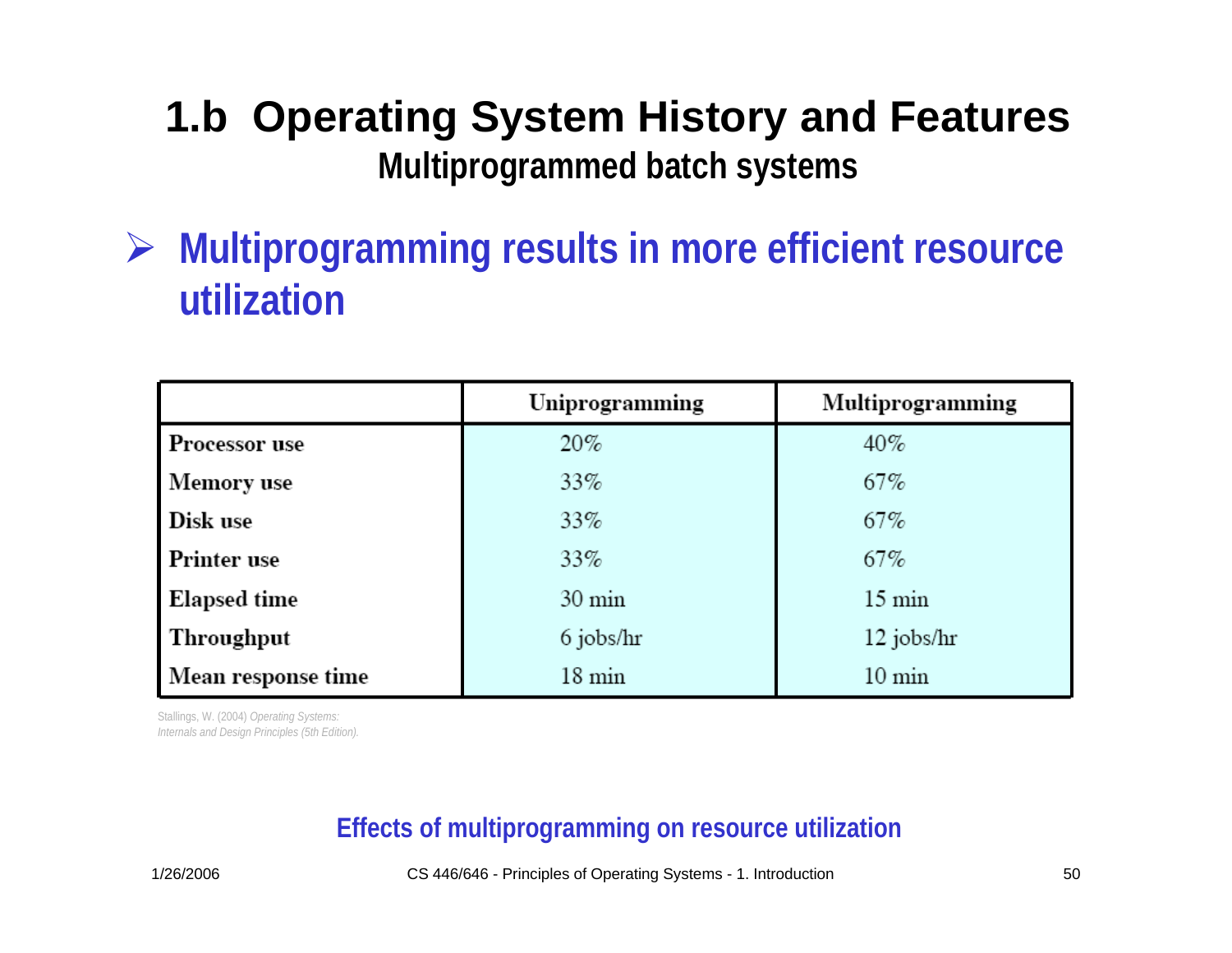# 1.b Operating System History and Features

## Multiprogrammed batch systems

- **Multiprogramming results in more efficient resource utilization**

| | Uniprogramming | Multiprogramming |
|---|---|---|
| Processor use | 20% | 40% |
| Memory use | 33% | 67% |
| Disk use | 33% | 67% |
| Printer use | 33% | 67% |
| Elapsed time | 30 min | 15 min |
| Throughput | 6 jobs/hr | 12 jobs/hr |
| Mean response time | 18 min | 10 min |

Stallings, W. (2004) *Operating Systems: Internals and Design Principles (5th Edition).*

**Effects of multiprogramming on resource utilization**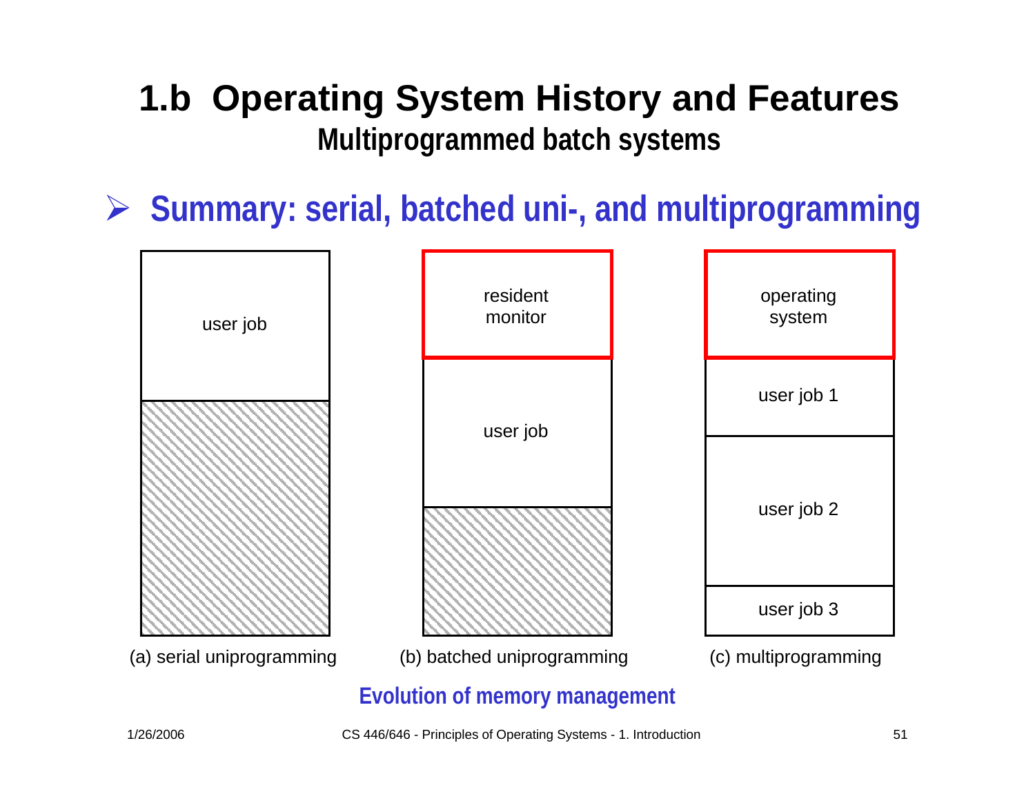# 1.b Operating System History and Features

## Multiprogrammed batch systems

- **Summary: serial, batched uni-, and multiprogramming**

user job

(a) serial uniprogramming

resident monitor

user job

(b) batched uniprogramming

operating system

user job 1

user job 2

user job 3

(c) multiprogramming

**Evolution of memory management**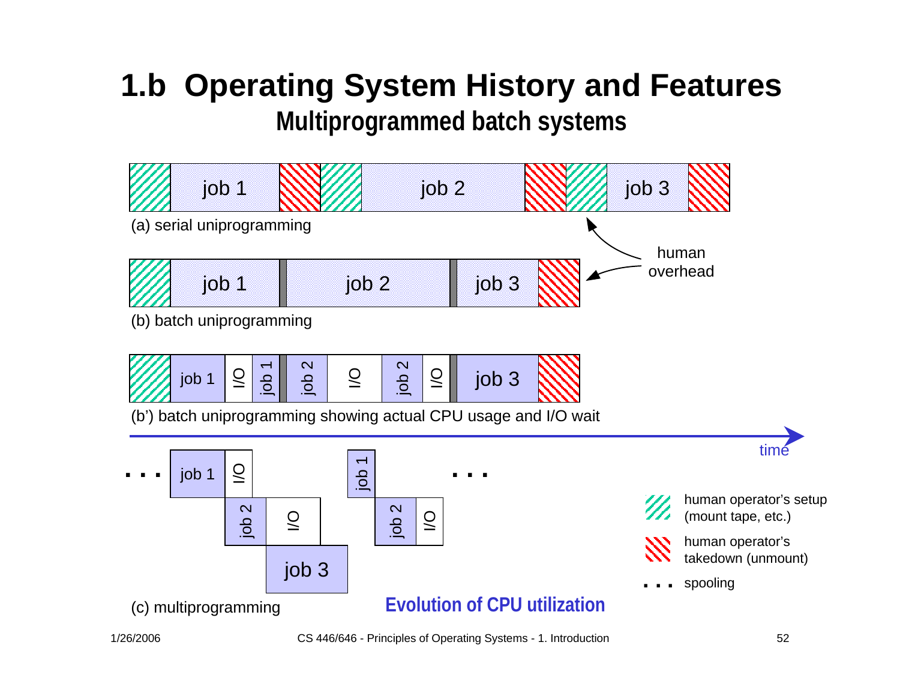# 1.b Operating System History and Features

## Multiprogrammed batch systems

job 1 | job 2 | job 3

(a) serial uniprogramming

job 1 | job 2 | job 3

(b) batch uniprogramming

human overhead

job 1 | I/O | job 1 | job 2 | I/O | job 2 | I/O | job 3

(b') batch uniprogramming showing actual CPU usage and I/O wait

time

. . . job 1 | I/O | job 2 | I/O | job 3 | job 1 | job 2 | I/O . . .

(c) multiprogramming

**Evolution of CPU utilization**

- human operator's setup (mount tape, etc.)
- human operator's takedown (unmount)
- . . . spooling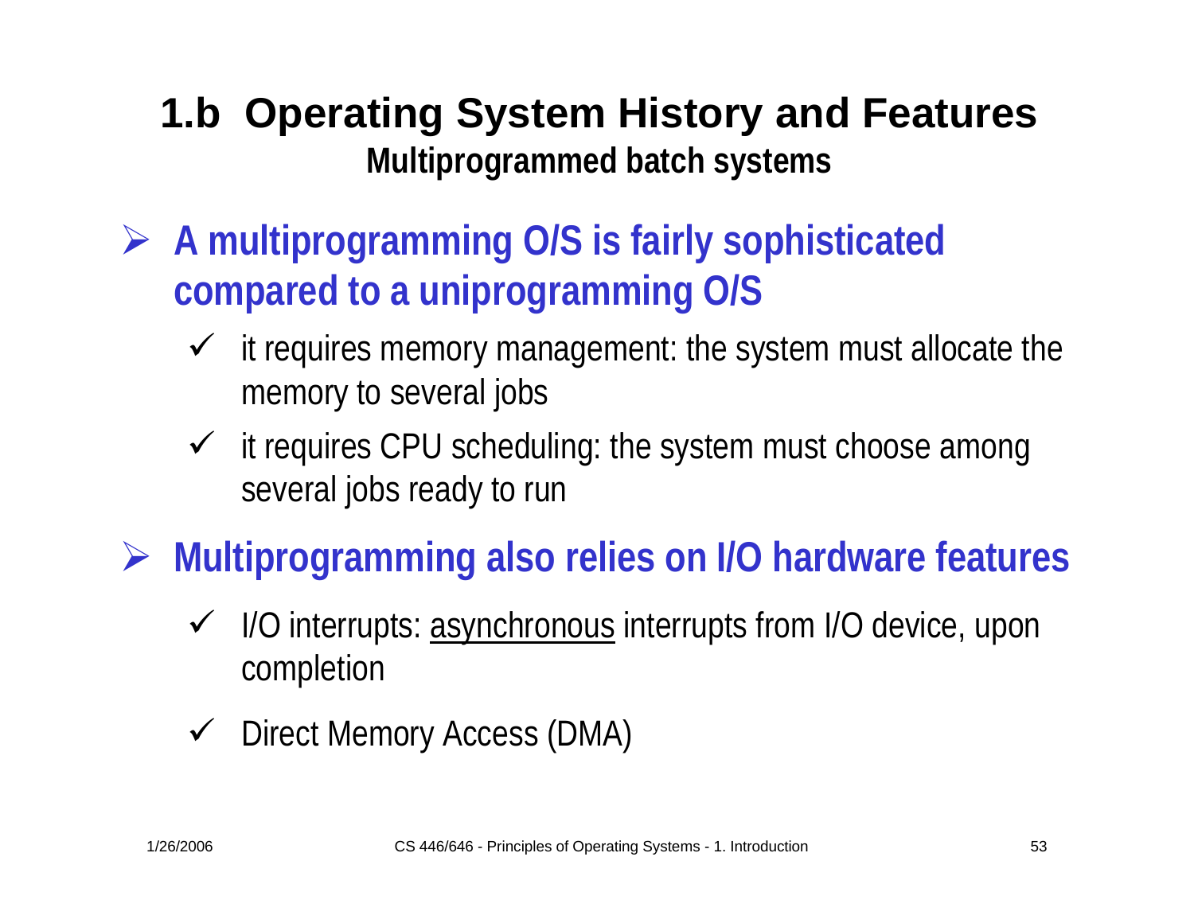# 1.b Operating System History and Features

## Multiprogrammed batch systems

- **A multiprogramming O/S is fairly sophisticated compared to a uniprogramming O/S**
  - it requires memory management: the system must allocate the memory to several jobs
  - it requires CPU scheduling: the system must choose among several jobs ready to run

- **Multiprogramming also relies on I/O hardware features**
  - I/O interrupts: <u>asynchronous</u> interrupts from I/O device, upon completion
  - Direct Memory Access (DMA)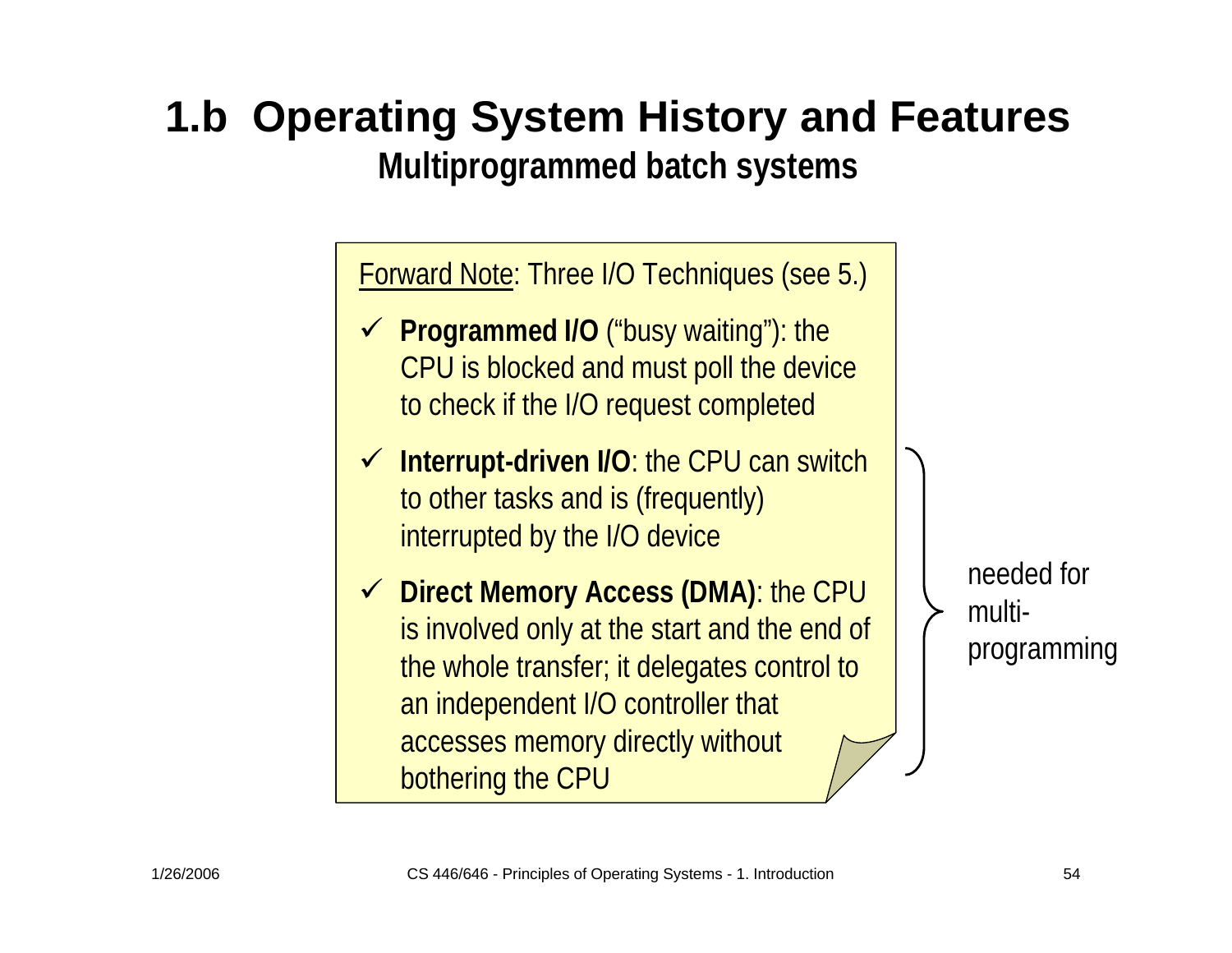# 1.b Operating System History and Features

## Multiprogrammed batch systems

Forward Note: Three I/O Techniques (see 5.)

- ✓ **Programmed I/O** ("busy waiting"): the CPU is blocked and must poll the device to check if the I/O request completed
- ✓ **Interrupt-driven I/O**: the CPU can switch to other tasks and is (frequently) interrupted by the I/O device
- ✓ **Direct Memory Access (DMA)**: the CPU is involved only at the start and the end of the whole transfer; it delegates control to an independent I/O controller that accesses memory directly without bothering the CPU

} needed for multi-programming (applies to Interrupt-driven I/O and DMA)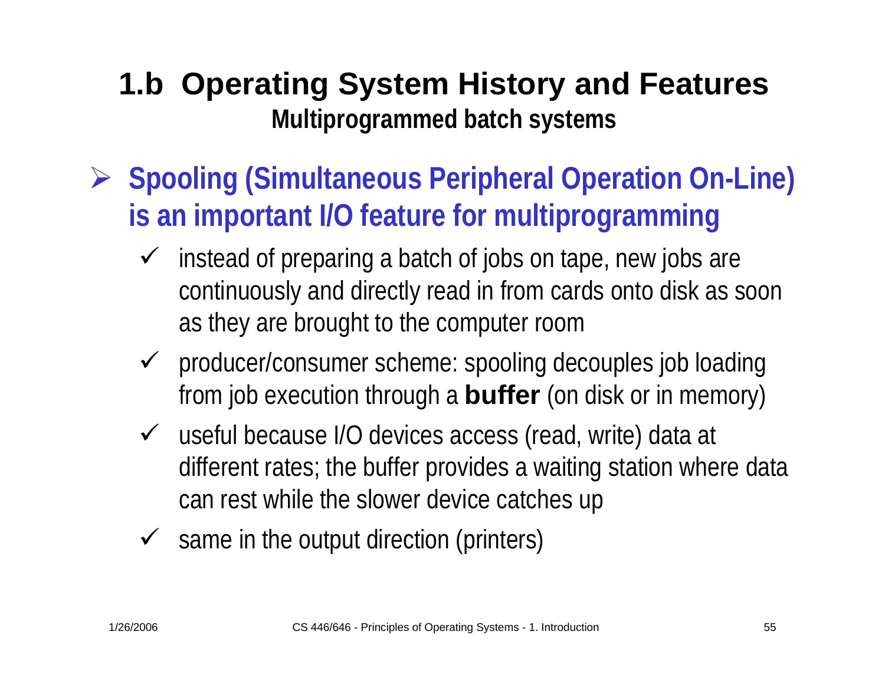# 1.b Operating System History and Features

## Multiprogrammed batch systems

- **Spooling (Simultaneous Peripheral Operation On-Line) is an important I/O feature for multiprogramming**
  - instead of preparing a batch of jobs on tape, new jobs are continuously and directly read in from cards onto disk as soon as they are brought to the computer room
  - producer/consumer scheme: spooling decouples job loading from job execution through a **buffer** (on disk or in memory)
  - useful because I/O devices access (read, write) data at different rates; the buffer provides a waiting station where data can rest while the slower device catches up
  - same in the output direction (printers)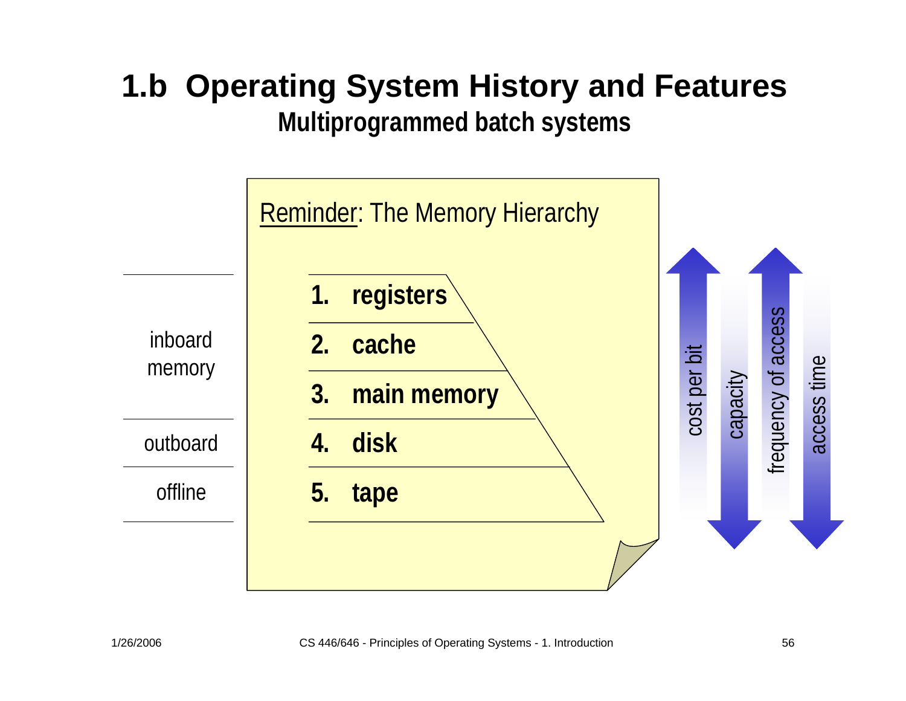# 1.b Operating System History and Features

## Multiprogrammed batch systems

Reminder: The Memory Hierarchy

| | | |
|---|---|---|
| inboard memory | 1. | **registers** |
| | 2. | **cache** |
| | 3. | **main memory** |
| outboard | 4. | **disk** |
| offline | 5. | **tape** |

- cost per bit (increases upward)
- capacity (increases downward)
- frequency of access (increases upward)
- access time (increases downward)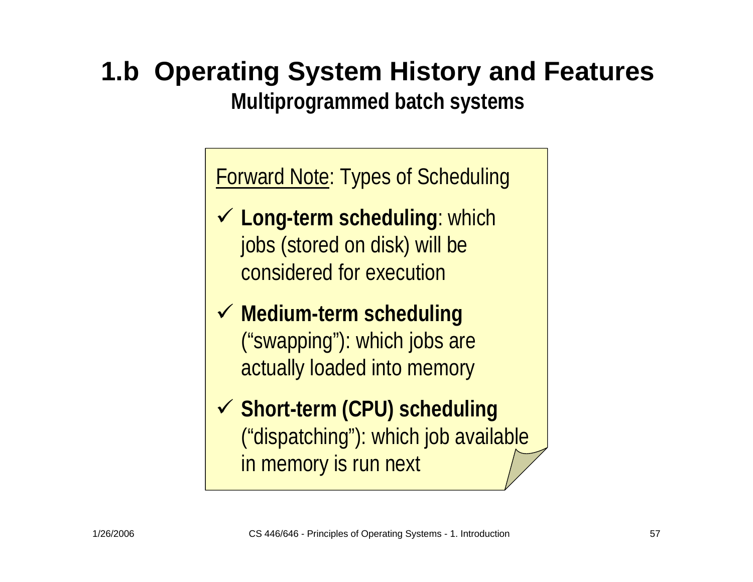# 1.b Operating System History and Features

## Multiprogrammed batch systems

Forward Note: Types of Scheduling

- ✓ **Long-term scheduling**: which jobs (stored on disk) will be considered for execution
- ✓ **Medium-term scheduling** ("swapping"): which jobs are actually loaded into memory
- ✓ **Short-term (CPU) scheduling** ("dispatching"): which job available in memory is run next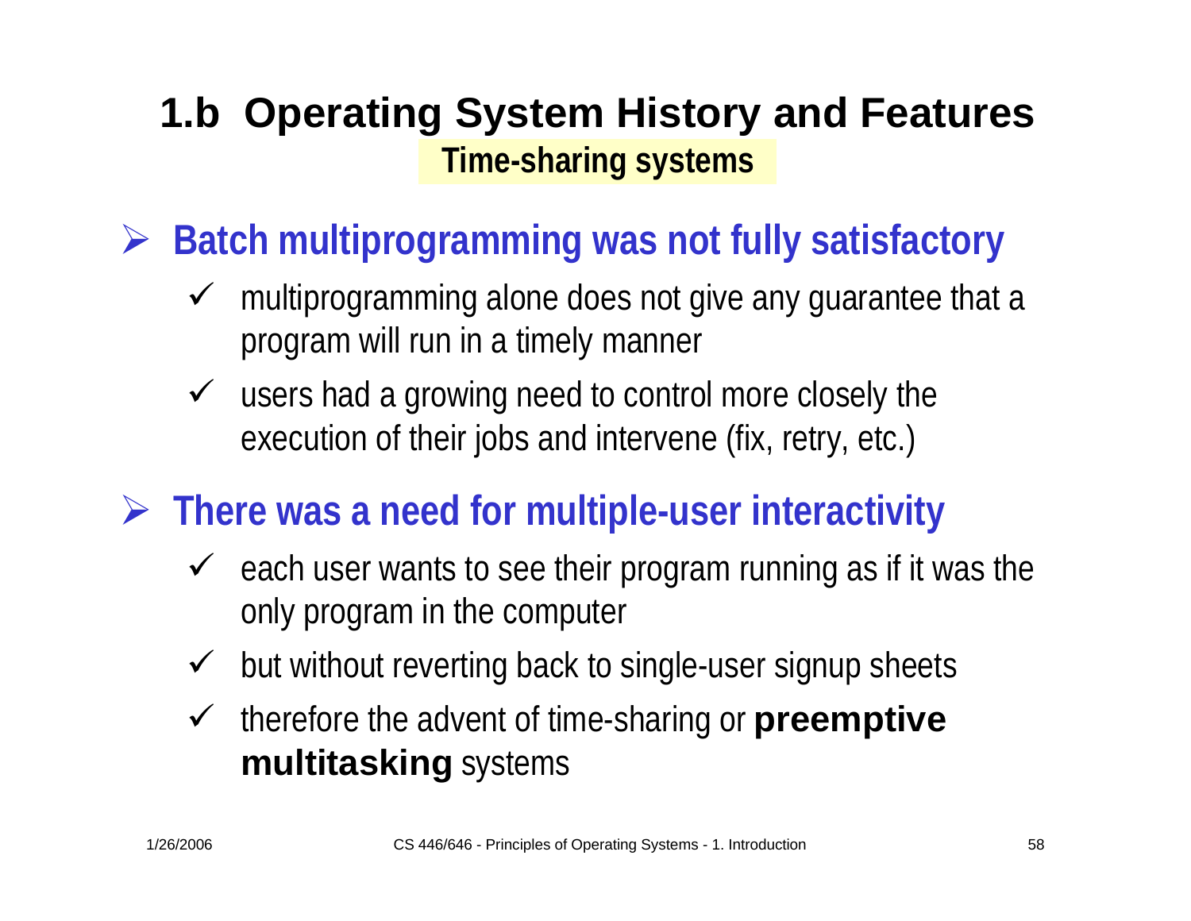# 1.b Operating System History and Features

## Time-sharing systems

- **Batch multiprogramming was not fully satisfactory**
  - multiprogramming alone does not give any guarantee that a program will run in a timely manner
  - users had a growing need to control more closely the execution of their jobs and intervene (fix, retry, etc.)
- **There was a need for multiple-user interactivity**
  - each user wants to see their program running as if it was the only program in the computer
  - but without reverting back to single-user signup sheets
  - therefore the advent of time-sharing or **preemptive multitasking** systems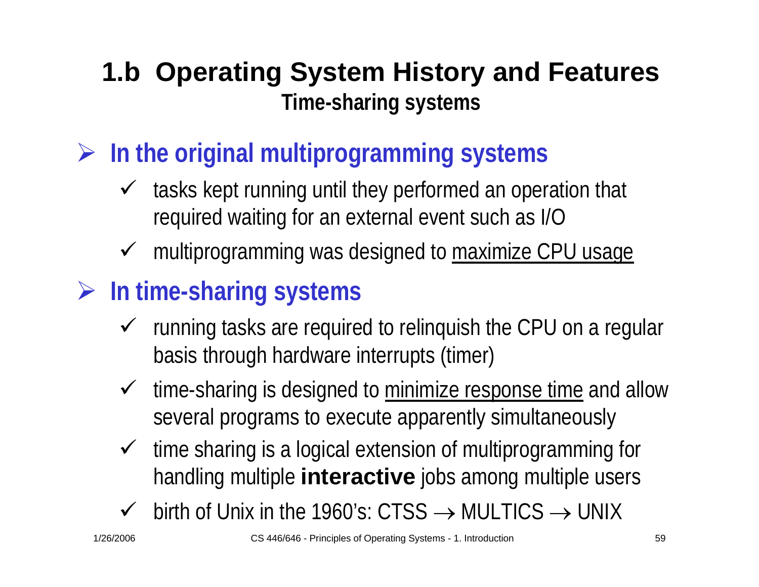# 1.b Operating System History and Features

## Time-sharing systems

- **In the original multiprogramming systems**
  - ✓ tasks kept running until they performed an operation that required waiting for an external event such as I/O
  - ✓ multiprogramming was designed to maximize CPU usage
- **In time-sharing systems**
  - ✓ running tasks are required to relinquish the CPU on a regular basis through hardware interrupts (timer)
  - ✓ time-sharing is designed to minimize response time and allow several programs to execute apparently simultaneously
  - ✓ time sharing is a logical extension of multiprogramming for handling multiple **interactive** jobs among multiple users
  - ✓ birth of Unix in the 1960's: CTSS → MULTICS → UNIX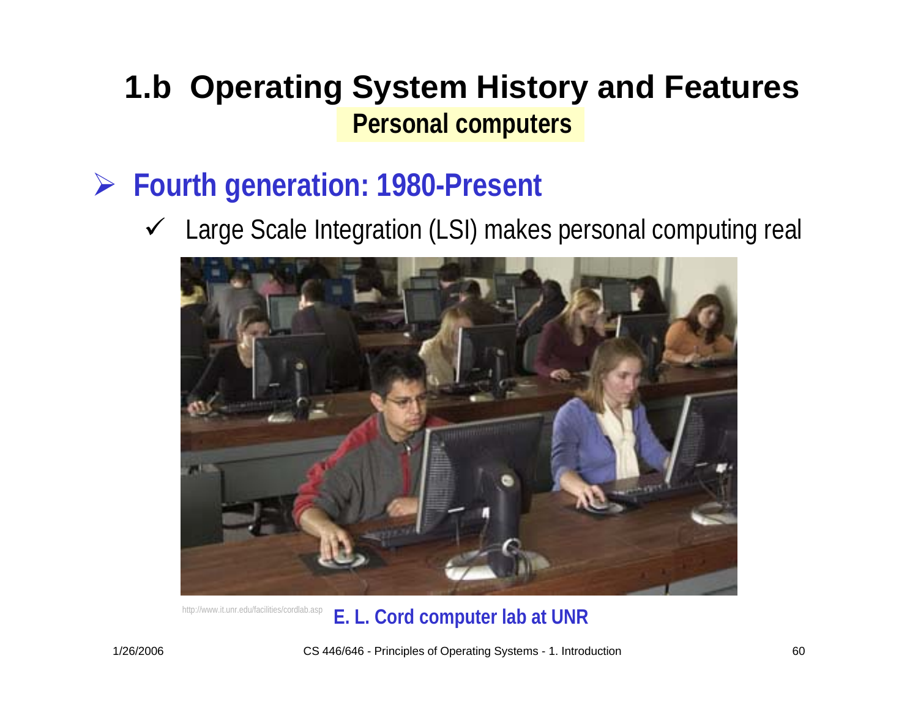# 1.b Operating System History and Features

## Personal computers

- **Fourth generation: 1980-Present**
  - ✓ Large Scale Integration (LSI) makes personal computing real

http://www.it.unr.edu/facilities/cordlab.asp **E. L. Cord computer lab at UNR**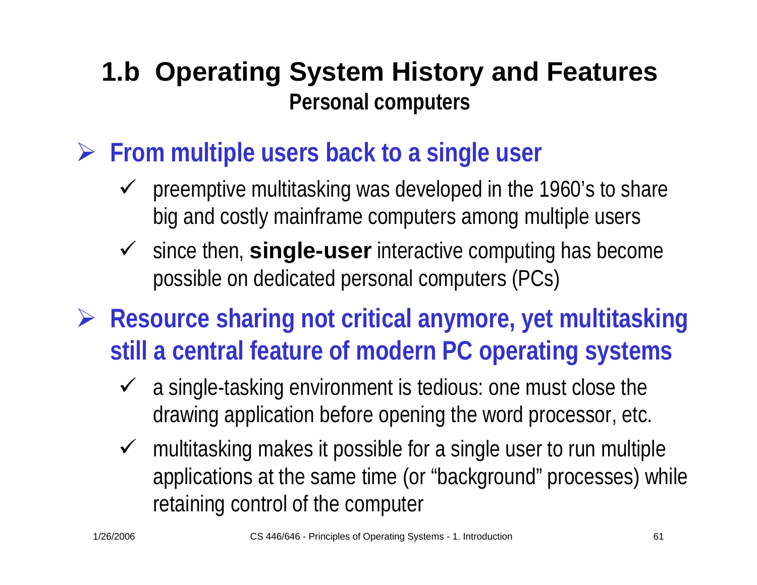# 1.b Operating System History and Features

## Personal computers

- **From multiple users back to a single user**
  - preemptive multitasking was developed in the 1960's to share big and costly mainframe computers among multiple users
  - since then, **single-user** interactive computing has become possible on dedicated personal computers (PCs)
- **Resource sharing not critical anymore, yet multitasking still a central feature of modern PC operating systems**
  - a single-tasking environment is tedious: one must close the drawing application before opening the word processor, etc.
  - multitasking makes it possible for a single user to run multiple applications at the same time (or "background" processes) while retaining control of the computer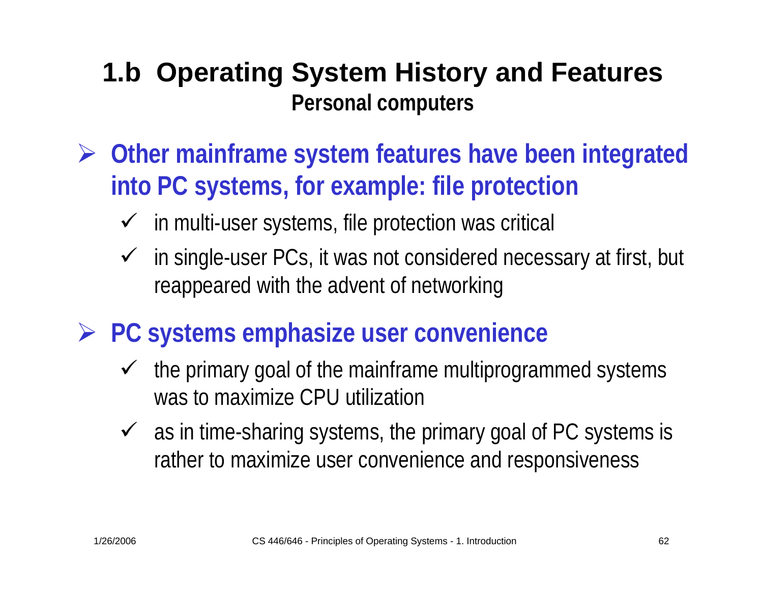# 1.b Operating System History and Features

## Personal computers

- **Other mainframe system features have been integrated into PC systems, for example: file protection**
  - in multi-user systems, file protection was critical
  - in single-user PCs, it was not considered necessary at first, but reappeared with the advent of networking
- **PC systems emphasize user convenience**
  - the primary goal of the mainframe multiprogrammed systems was to maximize CPU utilization
  - as in time-sharing systems, the primary goal of PC systems is rather to maximize user convenience and responsiveness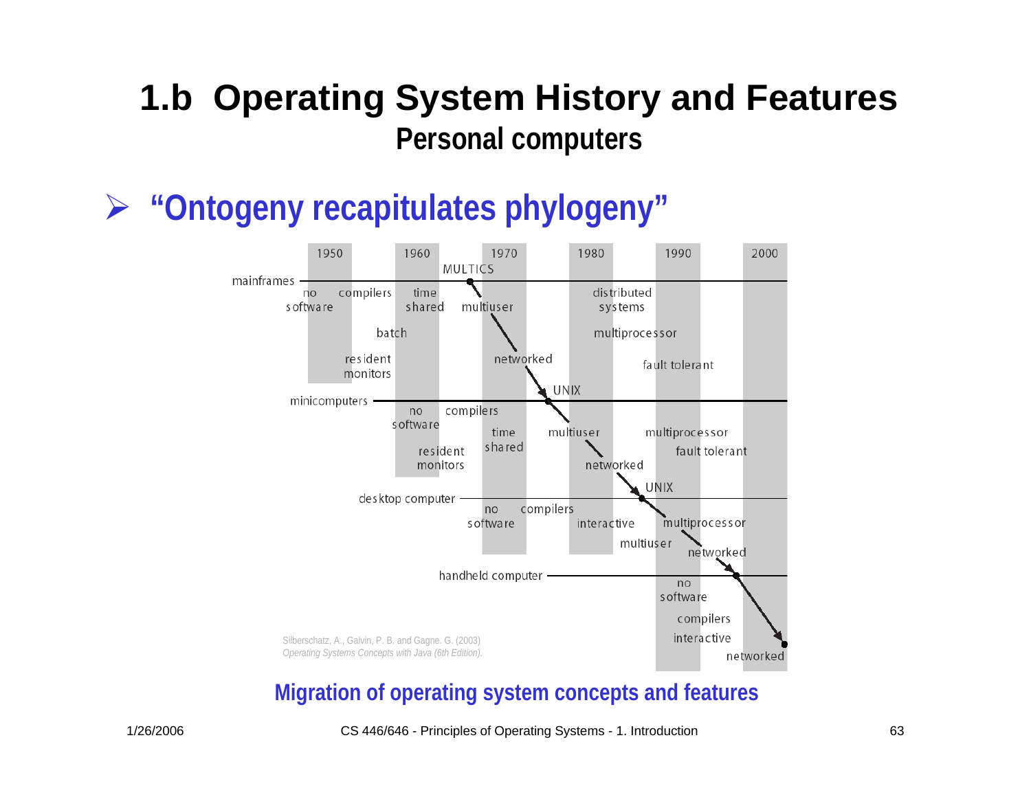# 1.b Operating System History and Features

## Personal computers

- **"Ontogeny recapitulates phylogeny"**

Silberschatz, A., Galvin, P. B. and Gagne. G. (2003) *Operating Systems Concepts with Java (6th Edition).*

**Migration of operating system concepts and features**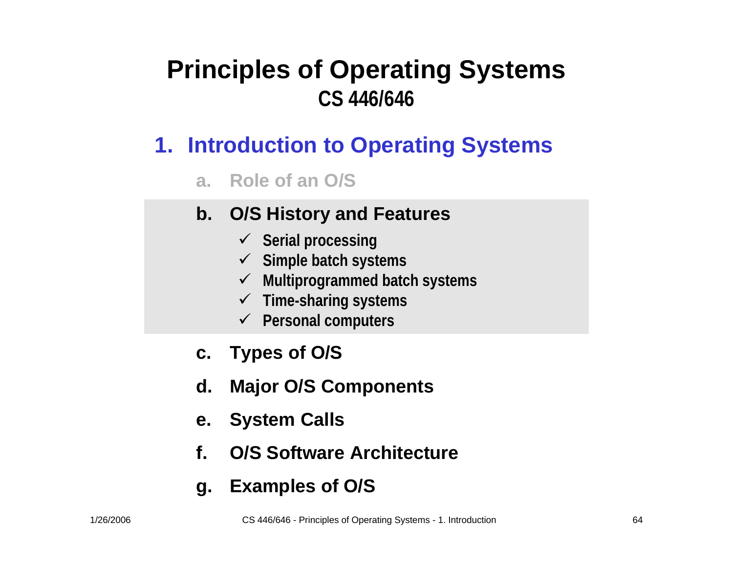# Principles of Operating Systems
## CS 446/646

## 1. Introduction to Operating Systems

a. Role of an O/S

b. **O/S History and Features**
   - ✓ Serial processing
   - ✓ Simple batch systems
   - ✓ Multiprogrammed batch systems
   - ✓ Time-sharing systems
   - ✓ Personal computers

c. Types of O/S

d. Major O/S Components

e. System Calls

f. O/S Software Architecture

g. Examples of O/S